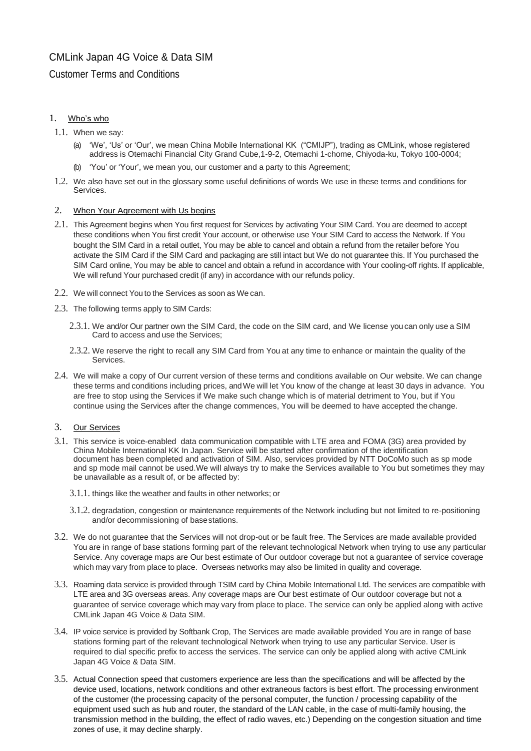# CMLink Japan 4G Voice & Data SIM

## Customer Terms and Conditions

### 1. Who's who

1.1. When we say:

(a) 'We', 'Us' or 'Our', we mean China Mobile International KK ("CMIJP"), trading as CMLink, whose registered address is Otemachi Financial City Grand Cube,1-9-2, Otemachi 1-chome, Chiyoda-ku, Tokyo 100-0004;

(b) 'You' or 'Your', we mean you, our customer and a party to this Agreement;

1.2. We also have set out in the glossary some useful definitions of words We use in these terms and conditions for Services.

### 2. When Your Agreement with Us begins

2.1. This Agreement begins when You first request for Services by activating Your SIM Card. You are deemed to accept these conditions when You first credit Your account, or otherwise use Your SIM Card to access the Network. If You bought the SIM Card in a retail outlet, You may be able to cancel and obtain a refund from the retailer before You activate the SIM Card if the SIM Card and packaging are still intact but We do not guarantee this. If You purchased the SIM Card online, You may be able to cancel and obtain a refund in accordance with Your cooling-off rights. If applicable, We will refund Your purchased credit (if any) in accordance with our refunds policy.

2.2. We will connect You to the Services as soon as We can.

2.3. The following terms apply to SIM Cards:

2.3.1. We and/or Our partner own the SIM Card, the code on the SIM card, and We license you can only use a SIM Card to access and use the Services;

2.3.2. We reserve the right to recall any SIM Card from You at any time to enhance or maintain the quality of the Services.

2.4. We will make a copy of Our current version of these terms and conditions available on Our website. We can change these terms and conditions including prices, and We will let You know of the change at least 30 days in advance. You are free to stop using the Services if We make such change which is of material detriment to You, but if You continue using the Services after the change commences, You will be deemed to have accepted the change.

### 3. Our Services

3.1. This service is voice-enabled data communication compatible with LTE area and FOMA (3G) area provided by China Mobile International KK In Japan. Service will be started after confirmation of the identification document has been completed and activation of SIM. Also, services provided by NTT DoCoMo such as sp mode and sp mode mail cannot be used.We will always try to make the Services available to You but sometimes they may be unavailable as a result of, or be affected by:

3.1.1. things like the weather and faults in other networks; or

3.1.2. degradation, congestion or maintenance requirements of the Network including but not limited to re-positioning and/or decommissioning of base stations.

3.2. We do not guarantee that the Services will not drop-out or be fault free. The Services are made available provided You are in range of base stations forming part of the relevant technological Network when trying to use any particular Service. Any coverage maps are Our best estimate of Our outdoor coverage but not a guarantee of service coverage which may vary from place to place. Overseas networks may also be limited in quality and coverage.

3.3. Roaming data service is provided through TSIM card by China Mobile International Ltd. The services are compatible with LTE area and 3G overseas areas. Any coverage maps are Our best estimate of Our outdoor coverage but not a guarantee of service coverage which may vary from place to place. The service can only be applied along with active CMLink Japan 4G Voice & Data SIM.

3.4. IP voice service is provided by Softbank Crop, The Services are made available provided You are in range of base stations forming part of the relevant technological Network when trying to use any particular Service. User is required to dial specific prefix to access the services. The service can only be applied along with active CMLink Japan 4G Voice & Data SIM.

3.5. Actual Connection speed that customers experience are less than the specifications and will be affected by the device used, locations, network conditions and other extraneous factors is best effort. The processing environment of the customer (the processing capacity of the personal computer, the function / processing capability of the equipment used such as hub and router, the standard of the LAN cable, in the case of multi-family housing, the transmission method in the building, the effect of radio waves, etc.) Depending on the congestion situation and time zones of use, it may decline sharply.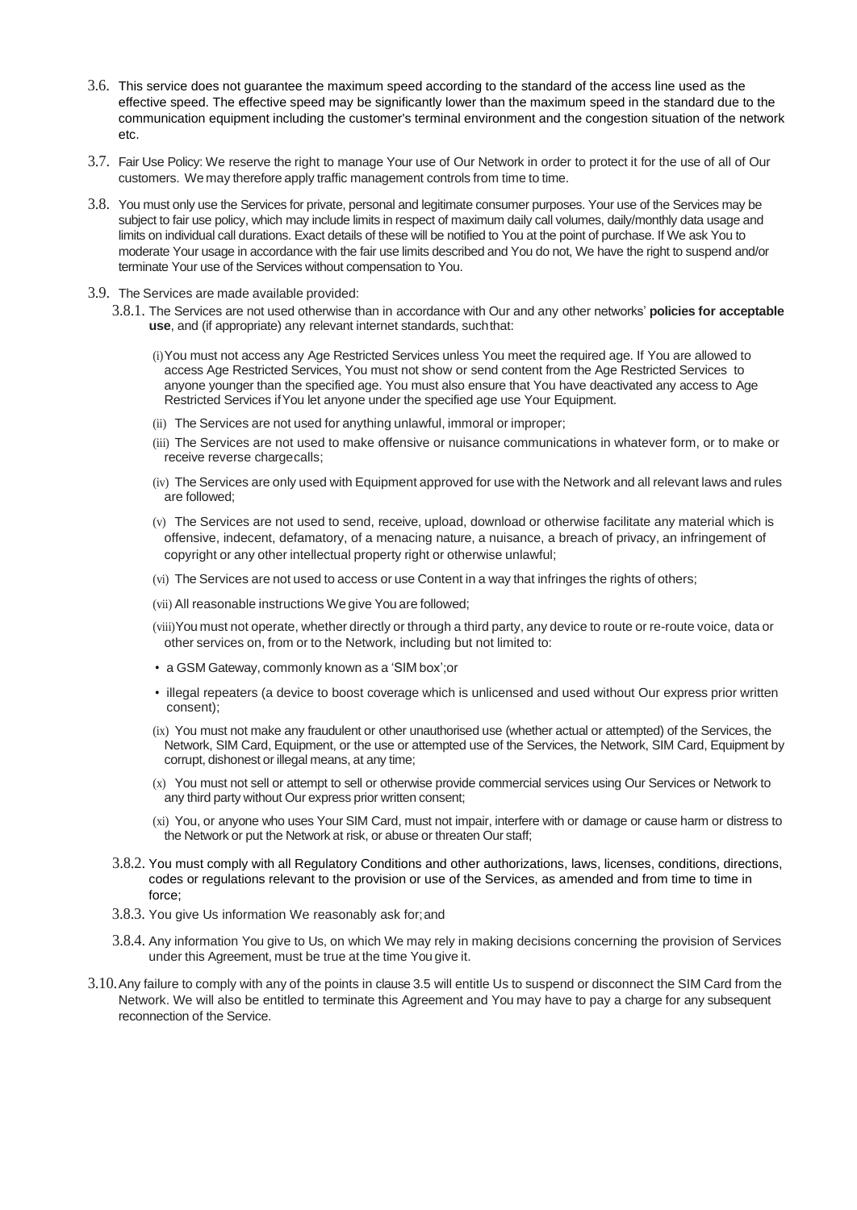3.6. This service does not guarantee the maximum speed according to the standard of the access line used as the effective speed. The effective speed may be significantly lower than the maximum speed in the standard due to the communication equipment including the customer's terminal environment and the congestion situation of the network etc.

3.7. Fair Use Policy: We reserve the right to manage Your use of Our Network in order to protect it for the use of all of Our customers. We may therefore apply traffic management controls from time to time.

3.8. You must only use the Services for private, personal and legitimate consumer purposes. Your use of the Services may be subject to fair use policy, which may include limits in respect of maximum daily call volumes, daily/monthly data usage and limits on individual call durations. Exact details of these will be notified to You at the point of purchase. If We ask You to moderate Your usage in accordance with the fair use limits described and You do not, We have the right to suspend and/or terminate Your use of the Services without compensation to You.

3.9. The Services are made available provided:

3.8.1. The Services are not used otherwise than in accordance with Our and any other networks' **policies for acceptable use**, and (if appropriate) any relevant internet standards, such that:

(i) You must not access any Age Restricted Services unless You meet the required age. If You are allowed to access Age Restricted Services, You must not show or send content from the Age Restricted Services to anyone younger than the specified age. You must also ensure that You have deactivated any access to Age Restricted Services if You let anyone under the specified age use Your Equipment.

(ii) The Services are not used for anything unlawful, immoral or improper;

(iii) The Services are not used to make offensive or nuisance communications in whatever form, or to make or receive reverse charge calls;

(iv) The Services are only used with Equipment approved for use with the Network and all relevant laws and rules are followed;

(v) The Services are not used to send, receive, upload, download or otherwise facilitate any material which is offensive, indecent, defamatory, of a menacing nature, a nuisance, a breach of privacy, an infringement of copyright or any other intellectual property right or otherwise unlawful;

(vi) The Services are not used to access or use Content in a way that infringes the rights of others;

(vii) All reasonable instructions We give You are followed;

(viii) You must not operate, whether directly or through a third party, any device to route or re-route voice, data or other services on, from or to the Network, including but not limited to:

- a GSM Gateway, commonly known as a 'SIM box'; or
- illegal repeaters (a device to boost coverage which is unlicensed and used without Our express prior written consent);

(ix) You must not make any fraudulent or other unauthorised use (whether actual or attempted) of the Services, the Network, SIM Card, Equipment, or the use or attempted use of the Services, the Network, SIM Card, Equipment by corrupt, dishonest or illegal means, at any time;

(x) You must not sell or attempt to sell or otherwise provide commercial services using Our Services or Network to any third party without Our express prior written consent;

(xi) You, or anyone who uses Your SIM Card, must not impair, interfere with or damage or cause harm or distress to the Network or put the Network at risk, or abuse or threaten Our staff;

3.8.2. You must comply with all Regulatory Conditions and other authorizations, laws, licenses, conditions, directions, codes or regulations relevant to the provision or use of the Services, as amended and from time to time in force;

3.8.3. You give Us information We reasonably ask for; and

3.8.4. Any information You give to Us, on which We may rely in making decisions concerning the provision of Services under this Agreement, must be true at the time You give it.

3.10. Any failure to comply with any of the points in clause 3.5 will entitle Us to suspend or disconnect the SIM Card from the Network. We will also be entitled to terminate this Agreement and You may have to pay a charge for any subsequent reconnection of the Service.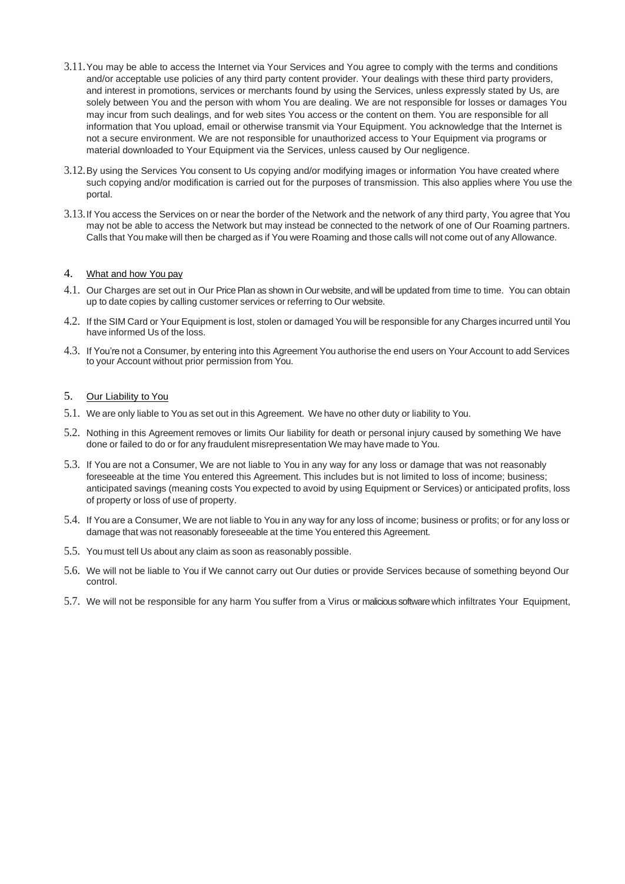3.11. You may be able to access the Internet via Your Services and You agree to comply with the terms and conditions and/or acceptable use policies of any third party content provider. Your dealings with these third party providers, and interest in promotions, services or merchants found by using the Services, unless expressly stated by Us, are solely between You and the person with whom You are dealing. We are not responsible for losses or damages You may incur from such dealings, and for web sites You access or the content on them. You are responsible for all information that You upload, email or otherwise transmit via Your Equipment. You acknowledge that the Internet is not a secure environment. We are not responsible for unauthorized access to Your Equipment via programs or material downloaded to Your Equipment via the Services, unless caused by Our negligence.

3.12. By using the Services You consent to Us copying and/or modifying images or information You have created where such copying and/or modification is carried out for the purposes of transmission. This also applies where You use the portal.

3.13. If You access the Services on or near the border of the Network and the network of any third party, You agree that You may not be able to access the Network but may instead be connected to the network of one of Our Roaming partners. Calls that You make will then be charged as if You were Roaming and those calls will not come out of any Allowance.

## 4. What and how You pay

4.1. Our Charges are set out in Our Price Plan as shown in Our website, and will be updated from time to time. You can obtain up to date copies by calling customer services or referring to Our website.

4.2. If the SIM Card or Your Equipment is lost, stolen or damaged You will be responsible for any Charges incurred until You have informed Us of the loss.

4.3. If You're not a Consumer, by entering into this Agreement You authorise the end users on Your Account to add Services to your Account without prior permission from You.

## 5. Our Liability to You

5.1. We are only liable to You as set out in this Agreement. We have no other duty or liability to You.

5.2. Nothing in this Agreement removes or limits Our liability for death or personal injury caused by something We have done or failed to do or for any fraudulent misrepresentation We may have made to You.

5.3. If You are not a Consumer, We are not liable to You in any way for any loss or damage that was not reasonably foreseeable at the time You entered this Agreement. This includes but is not limited to loss of income; business; anticipated savings (meaning costs You expected to avoid by using Equipment or Services) or anticipated profits, loss of property or loss of use of property.

5.4. If You are a Consumer, We are not liable to You in any way for any loss of income; business or profits; or for any loss or damage that was not reasonably foreseeable at the time You entered this Agreement.

5.5. You must tell Us about any claim as soon as reasonably possible.

5.6. We will not be liable to You if We cannot carry out Our duties or provide Services because of something beyond Our control.

5.7. We will not be responsible for any harm You suffer from a Virus or malicious software which infiltrates Your Equipment,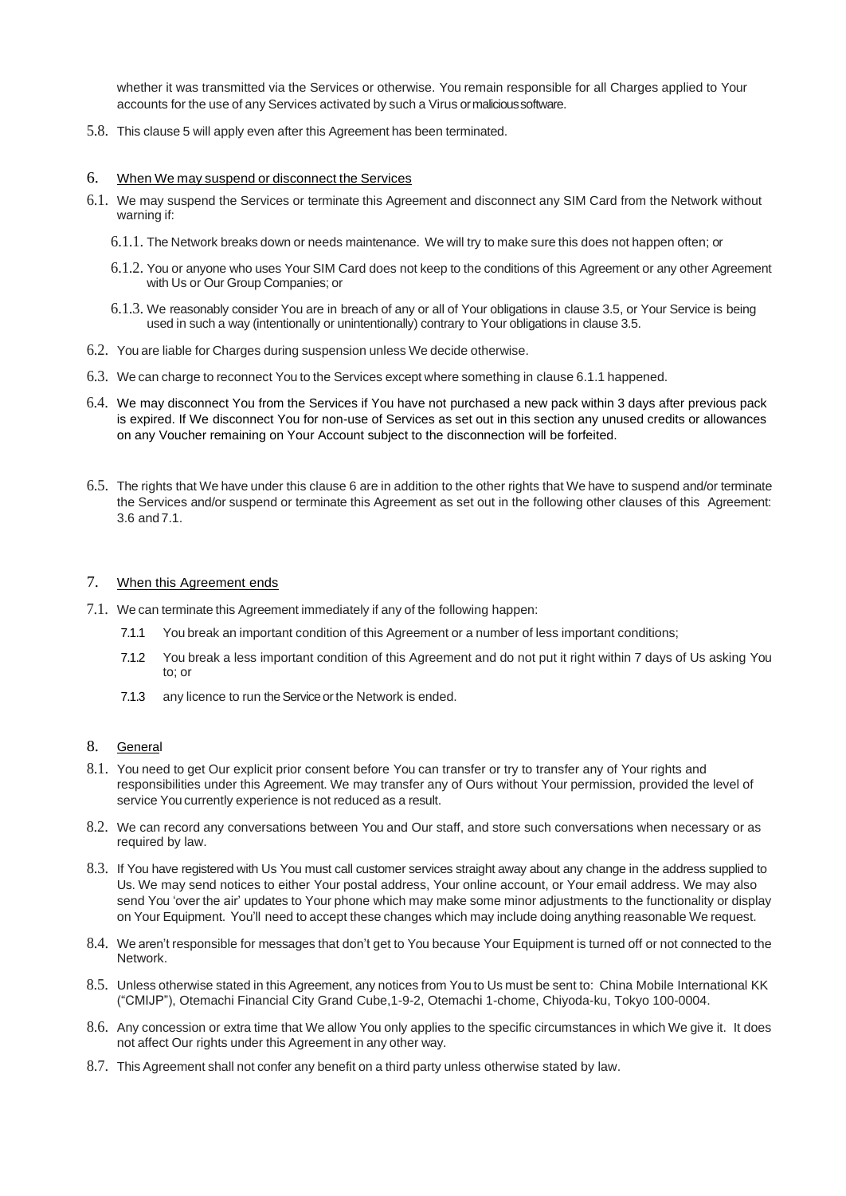whether it was transmitted via the Services or otherwise. You remain responsible for all Charges applied to Your accounts for the use of any Services activated by such a Virus or malicious software.

5.8. This clause 5 will apply even after this Agreement has been terminated.

## 6. When We may suspend or disconnect the Services

6.1. We may suspend the Services or terminate this Agreement and disconnect any SIM Card from the Network without warning if:

6.1.1. The Network breaks down or needs maintenance. We will try to make sure this does not happen often; or

6.1.2. You or anyone who uses Your SIM Card does not keep to the conditions of this Agreement or any other Agreement with Us or Our Group Companies; or

6.1.3. We reasonably consider You are in breach of any or all of Your obligations in clause 3.5, or Your Service is being used in such a way (intentionally or unintentionally) contrary to Your obligations in clause 3.5.

6.2. You are liable for Charges during suspension unless We decide otherwise.

6.3. We can charge to reconnect You to the Services except where something in clause 6.1.1 happened.

6.4. We may disconnect You from the Services if You have not purchased a new pack within 3 days after previous pack is expired. If We disconnect You for non-use of Services as set out in this section any unused credits or allowances on any Voucher remaining on Your Account subject to the disconnection will be forfeited.

6.5. The rights that We have under this clause 6 are in addition to the other rights that We have to suspend and/or terminate the Services and/or suspend or terminate this Agreement as set out in the following other clauses of this Agreement: 3.6 and 7.1.

## 7. When this Agreement ends

7.1. We can terminate this Agreement immediately if any of the following happen:

7.1.1 You break an important condition of this Agreement or a number of less important conditions;

7.1.2 You break a less important condition of this Agreement and do not put it right within 7 days of Us asking You to; or

7.1.3 any licence to run the Service or the Network is ended.

## 8. General

8.1. You need to get Our explicit prior consent before You can transfer or try to transfer any of Your rights and responsibilities under this Agreement. We may transfer any of Ours without Your permission, provided the level of service You currently experience is not reduced as a result.

8.2. We can record any conversations between You and Our staff, and store such conversations when necessary or as required by law.

8.3. If You have registered with Us You must call customer services straight away about any change in the address supplied to Us. We may send notices to either Your postal address, Your online account, or Your email address. We may also send You 'over the air' updates to Your phone which may make some minor adjustments to the functionality or display on Your Equipment. You'll need to accept these changes which may include doing anything reasonable We request.

8.4. We aren't responsible for messages that don't get to You because Your Equipment is turned off or not connected to the Network.

8.5. Unless otherwise stated in this Agreement, any notices from You to Us must be sent to: China Mobile International KK ("CMIJP"), Otemachi Financial City Grand Cube,1-9-2, Otemachi 1-chome, Chiyoda-ku, Tokyo 100-0004.

8.6. Any concession or extra time that We allow You only applies to the specific circumstances in which We give it. It does not affect Our rights under this Agreement in any other way.

8.7. This Agreement shall not confer any benefit on a third party unless otherwise stated by law.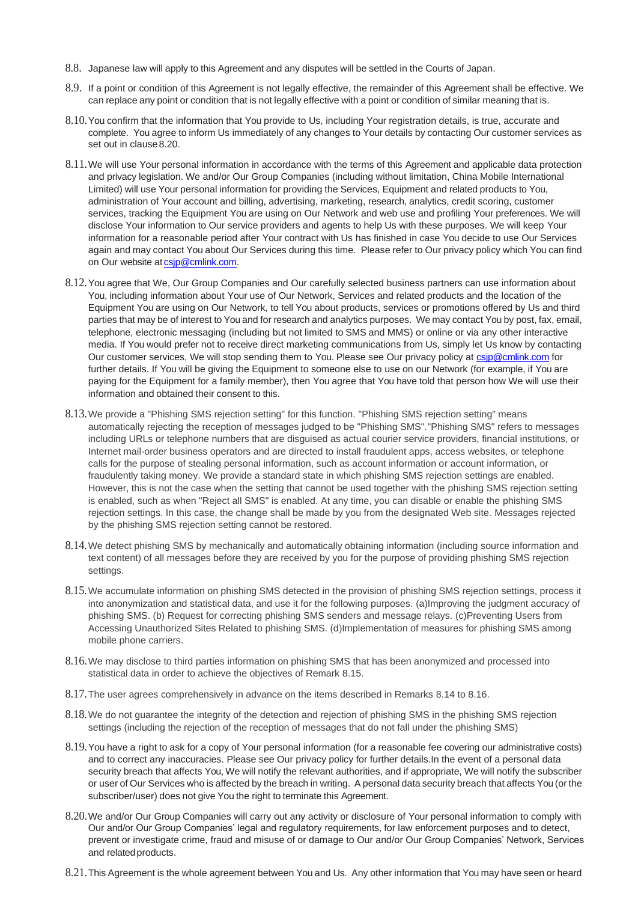8.8. Japanese law will apply to this Agreement and any disputes will be settled in the Courts of Japan.

8.9. If a point or condition of this Agreement is not legally effective, the remainder of this Agreement shall be effective. We can replace any point or condition that is not legally effective with a point or condition of similar meaning that is.

8.10. You confirm that the information that You provide to Us, including Your registration details, is true, accurate and complete. You agree to inform Us immediately of any changes to Your details by contacting Our customer services as set out in clause 8.20.

8.11. We will use Your personal information in accordance with the terms of this Agreement and applicable data protection and privacy legislation. We and/or Our Group Companies (including without limitation, China Mobile International Limited) will use Your personal information for providing the Services, Equipment and related products to You, administration of Your account and billing, advertising, marketing, research, analytics, credit scoring, customer services, tracking the Equipment You are using on Our Network and web use and profiling Your preferences. We will disclose Your information to Our service providers and agents to help Us with these purposes. We will keep Your information for a reasonable period after Your contract with Us has finished in case You decide to use Our Services again and may contact You about Our Services during this time. Please refer to Our privacy policy which You can find on Our website at csjp@cmlink.com.

8.12. You agree that We, Our Group Companies and Our carefully selected business partners can use information about You, including information about Your use of Our Network, Services and related products and the location of the Equipment You are using on Our Network, to tell You about products, services or promotions offered by Us and third parties that may be of interest to You and for research and analytics purposes. We may contact You by post, fax, email, telephone, electronic messaging (including but not limited to SMS and MMS) or online or via any other interactive media. If You would prefer not to receive direct marketing communications from Us, simply let Us know by contacting Our customer services, We will stop sending them to You. Please see Our privacy policy at csjp@cmlink.com for further details. If You will be giving the Equipment to someone else to use on our Network (for example, if You are paying for the Equipment for a family member), then You agree that You have told that person how We will use their information and obtained their consent to this.

8.13. We provide a "Phishing SMS rejection setting" for this function. "Phishing SMS rejection setting" means automatically rejecting the reception of messages judged to be "Phishing SMS"."Phishing SMS" refers to messages including URLs or telephone numbers that are disguised as actual courier service providers, financial institutions, or Internet mail-order business operators and are directed to install fraudulent apps, access websites, or telephone calls for the purpose of stealing personal information, such as account information or account information, or fraudulently taking money. We provide a standard state in which phishing SMS rejection settings are enabled. However, this is not the case when the setting that cannot be used together with the phishing SMS rejection setting is enabled, such as when "Reject all SMS" is enabled. At any time, you can disable or enable the phishing SMS rejection settings. In this case, the change shall be made by you from the designated Web site. Messages rejected by the phishing SMS rejection setting cannot be restored.

8.14. We detect phishing SMS by mechanically and automatically obtaining information (including source information and text content) of all messages before they are received by you for the purpose of providing phishing SMS rejection settings.

8.15. We accumulate information on phishing SMS detected in the provision of phishing SMS rejection settings, process it into anonymization and statistical data, and use it for the following purposes. (a)Improving the judgment accuracy of phishing SMS. (b) Request for correcting phishing SMS senders and message relays. (c)Preventing Users from Accessing Unauthorized Sites Related to phishing SMS. (d)Implementation of measures for phishing SMS among mobile phone carriers.

8.16. We may disclose to third parties information on phishing SMS that has been anonymized and processed into statistical data in order to achieve the objectives of Remark 8.15.

8.17. The user agrees comprehensively in advance on the items described in Remarks 8.14 to 8.16.

8.18. We do not guarantee the integrity of the detection and rejection of phishing SMS in the phishing SMS rejection settings (including the rejection of the reception of messages that do not fall under the phishing SMS)

8.19. You have a right to ask for a copy of Your personal information (for a reasonable fee covering our administrative costs) and to correct any inaccuracies. Please see Our privacy policy for further details.In the event of a personal data security breach that affects You, We will notify the relevant authorities, and if appropriate, We will notify the subscriber or user of Our Services who is affected by the breach in writing. A personal data security breach that affects You (or the subscriber/user) does not give You the right to terminate this Agreement.

8.20. We and/or Our Group Companies will carry out any activity or disclosure of Your personal information to comply with Our and/or Our Group Companies' legal and regulatory requirements, for law enforcement purposes and to detect, prevent or investigate crime, fraud and misuse of or damage to Our and/or Our Group Companies' Network, Services and related products.

8.21. This Agreement is the whole agreement between You and Us. Any other information that You may have seen or heard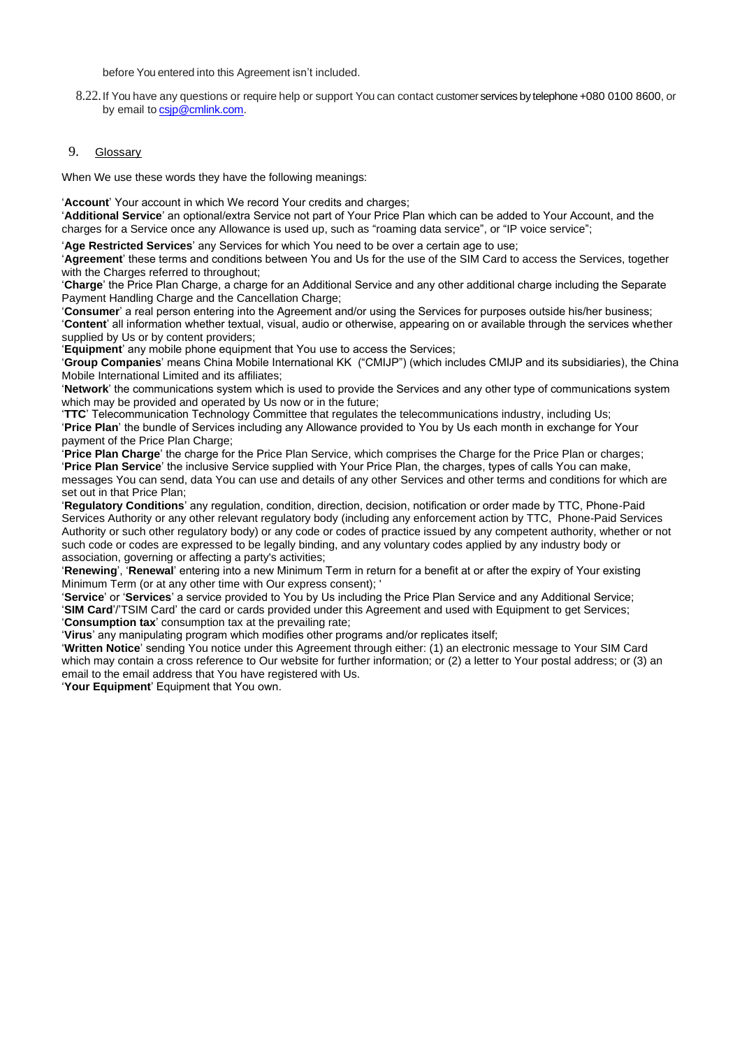before You entered into this Agreement isn't included.

8.22. If You have any questions or require help or support You can contact customer services by telephone +080 0100 8600, or by email to csjp@cmlink.com.

## 9. Glossary

When We use these words they have the following meanings:

'**Account**' Your account in which We record Your credits and charges;

'**Additional Service**' an optional/extra Service not part of Your Price Plan which can be added to Your Account, and the charges for a Service once any Allowance is used up, such as "roaming data service", or "IP voice service";

'**Age Restricted Services**' any Services for which You need to be over a certain age to use;

'**Agreement**' these terms and conditions between You and Us for the use of the SIM Card to access the Services, together with the Charges referred to throughout;

'**Charge**' the Price Plan Charge, a charge for an Additional Service and any other additional charge including the Separate Payment Handling Charge and the Cancellation Charge;

'**Consumer**' a real person entering into the Agreement and/or using the Services for purposes outside his/her business;

'**Content**' all information whether textual, visual, audio or otherwise, appearing on or available through the services whether supplied by Us or by content providers;

'**Equipment**' any mobile phone equipment that You use to access the Services;

'**Group Companies**' means China Mobile International KK ("CMIJP") (which includes CMIJP and its subsidiaries), the China Mobile International Limited and its affiliates;

'**Network**' the communications system which is used to provide the Services and any other type of communications system which may be provided and operated by Us now or in the future;

'**TTC**' Telecommunication Technology Committee that regulates the telecommunications industry, including Us;

'**Price Plan**' the bundle of Services including any Allowance provided to You by Us each month in exchange for Your payment of the Price Plan Charge;

'**Price Plan Charge**' the charge for the Price Plan Service, which comprises the Charge for the Price Plan or charges;

'**Price Plan Service**' the inclusive Service supplied with Your Price Plan, the charges, types of calls You can make, messages You can send, data You can use and details of any other Services and other terms and conditions for which are set out in that Price Plan;

'**Regulatory Conditions**' any regulation, condition, direction, decision, notification or order made by TTC, Phone-Paid Services Authority or any other relevant regulatory body (including any enforcement action by TTC, Phone-Paid Services Authority or such other regulatory body) or any code or codes of practice issued by any competent authority, whether or not such code or codes are expressed to be legally binding, and any voluntary codes applied by any industry body or association, governing or affecting a party's activities;

'**Renewing**', '**Renewal**' entering into a new Minimum Term in return for a benefit at or after the expiry of Your existing Minimum Term (or at any other time with Our express consent); '

'**Service**' or '**Services**' a service provided to You by Us including the Price Plan Service and any Additional Service;

'**SIM Card**'/'TSIM Card' the card or cards provided under this Agreement and used with Equipment to get Services;

'**Consumption tax**' consumption tax at the prevailing rate;

'**Virus**' any manipulating program which modifies other programs and/or replicates itself;

'**Written Notice**' sending You notice under this Agreement through either: (1) an electronic message to Your SIM Card which may contain a cross reference to Our website for further information; or (2) a letter to Your postal address; or (3) an email to the email address that You have registered with Us.

'**Your Equipment**' Equipment that You own.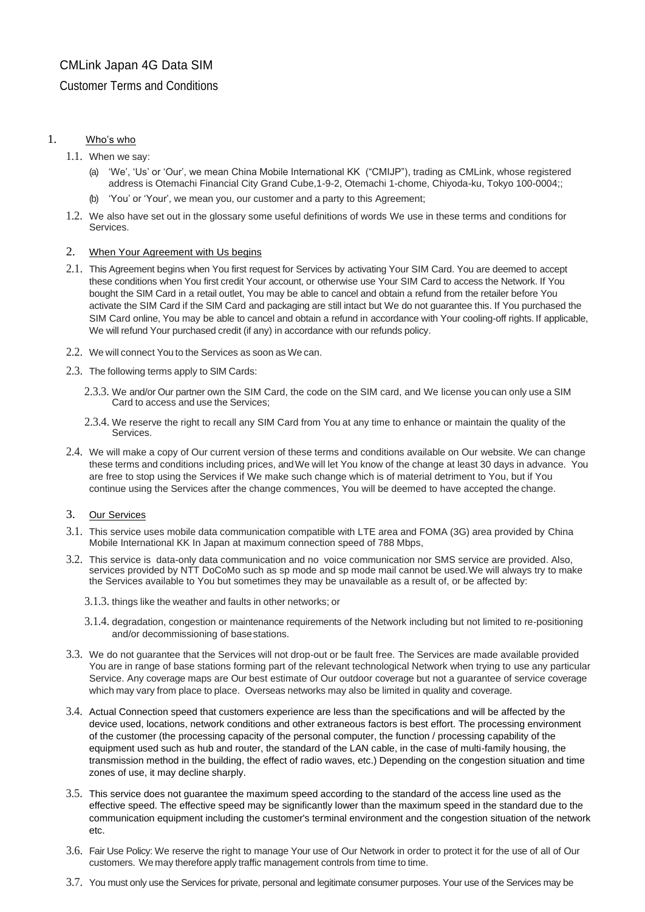# CMLink Japan 4G Data SIM

## Customer Terms and Conditions

1. Who's who

1.1. When we say:

(a) 'We', 'Us' or 'Our', we mean China Mobile International KK ("CMIJP"), trading as CMLink, whose registered address is Otemachi Financial City Grand Cube,1-9-2, Otemachi 1-chome, Chiyoda-ku, Tokyo 100-0004;;

(b) 'You' or 'Your', we mean you, our customer and a party to this Agreement;

1.2. We also have set out in the glossary some useful definitions of words We use in these terms and conditions for Services.

2. When Your Agreement with Us begins

2.1. This Agreement begins when You first request for Services by activating Your SIM Card. You are deemed to accept these conditions when You first credit Your account, or otherwise use Your SIM Card to access the Network. If You bought the SIM Card in a retail outlet, You may be able to cancel and obtain a refund from the retailer before You activate the SIM Card if the SIM Card and packaging are still intact but We do not guarantee this. If You purchased the SIM Card online, You may be able to cancel and obtain a refund in accordance with Your cooling-off rights. If applicable, We will refund Your purchased credit (if any) in accordance with our refunds policy.

2.2. We will connect You to the Services as soon as We can.

2.3. The following terms apply to SIM Cards:

2.3.3. We and/or Our partner own the SIM Card, the code on the SIM card, and We license you can only use a SIM Card to access and use the Services;

2.3.4. We reserve the right to recall any SIM Card from You at any time to enhance or maintain the quality of the Services.

2.4. We will make a copy of Our current version of these terms and conditions available on Our website. We can change these terms and conditions including prices, and We will let You know of the change at least 30 days in advance. You are free to stop using the Services if We make such change which is of material detriment to You, but if You continue using the Services after the change commences, You will be deemed to have accepted the change.

3. Our Services

3.1. This service uses mobile data communication compatible with LTE area and FOMA (3G) area provided by China Mobile International KK In Japan at maximum connection speed of 788 Mbps,

3.2. This service is data-only data communication and no voice communication nor SMS service are provided. Also, services provided by NTT DoCoMo such as sp mode and sp mode mail cannot be used.We will always try to make the Services available to You but sometimes they may be unavailable as a result of, or be affected by:

3.1.3. things like the weather and faults in other networks; or

3.1.4. degradation, congestion or maintenance requirements of the Network including but not limited to re-positioning and/or decommissioning of base stations.

3.3. We do not guarantee that the Services will not drop-out or be fault free. The Services are made available provided You are in range of base stations forming part of the relevant technological Network when trying to use any particular Service. Any coverage maps are Our best estimate of Our outdoor coverage but not a guarantee of service coverage which may vary from place to place. Overseas networks may also be limited in quality and coverage.

3.4. Actual Connection speed that customers experience are less than the specifications and will be affected by the device used, locations, network conditions and other extraneous factors is best effort. The processing environment of the customer (the processing capacity of the personal computer, the function / processing capability of the equipment used such as hub and router, the standard of the LAN cable, in the case of multi-family housing, the transmission method in the building, the effect of radio waves, etc.) Depending on the congestion situation and time zones of use, it may decline sharply.

3.5. This service does not guarantee the maximum speed according to the standard of the access line used as the effective speed. The effective speed may be significantly lower than the maximum speed in the standard due to the communication equipment including the customer's terminal environment and the congestion situation of the network etc.

3.6. Fair Use Policy: We reserve the right to manage Your use of Our Network in order to protect it for the use of all of Our customers. We may therefore apply traffic management controls from time to time.

3.7. You must only use the Services for private, personal and legitimate consumer purposes. Your use of the Services may be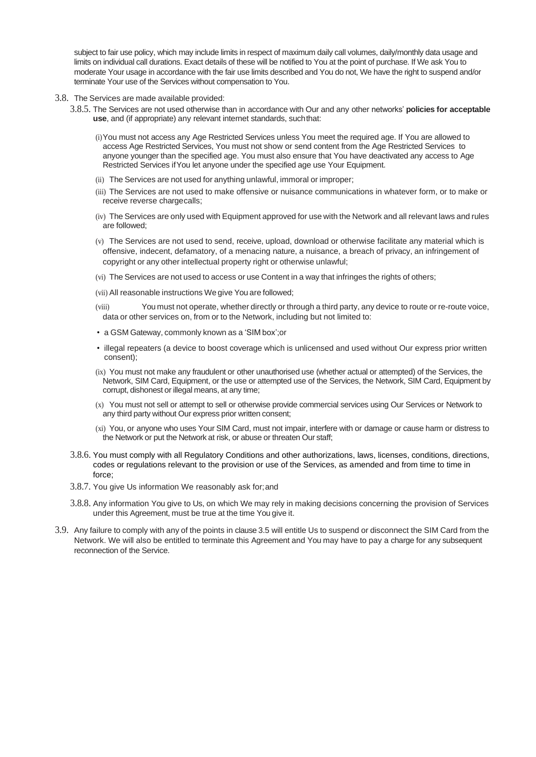subject to fair use policy, which may include limits in respect of maximum daily call volumes, daily/monthly data usage and limits on individual call durations. Exact details of these will be notified to You at the point of purchase. If We ask You to moderate Your usage in accordance with the fair use limits described and You do not, We have the right to suspend and/or terminate Your use of the Services without compensation to You.

3.8. The Services are made available provided:

3.8.5. The Services are not used otherwise than in accordance with Our and any other networks' **policies for acceptable use**, and (if appropriate) any relevant internet standards, suchthat:

(i) You must not access any Age Restricted Services unless You meet the required age. If You are allowed to access Age Restricted Services, You must not show or send content from the Age Restricted Services to anyone younger than the specified age. You must also ensure that You have deactivated any access to Age Restricted Services if You let anyone under the specified age use Your Equipment.

(ii) The Services are not used for anything unlawful, immoral or improper;

(iii) The Services are not used to make offensive or nuisance communications in whatever form, or to make or receive reverse chargecalls;

(iv) The Services are only used with Equipment approved for use with the Network and all relevant laws and rules are followed;

(v) The Services are not used to send, receive, upload, download or otherwise facilitate any material which is offensive, indecent, defamatory, of a menacing nature, a nuisance, a breach of privacy, an infringement of copyright or any other intellectual property right or otherwise unlawful;

(vi) The Services are not used to access or use Content in a way that infringes the rights of others;

(vii) All reasonable instructions We give You are followed;

(viii) You must not operate, whether directly or through a third party, any device to route or re-route voice, data or other services on, from or to the Network, including but not limited to:

- a GSM Gateway, commonly known as a 'SIM box';or
- illegal repeaters (a device to boost coverage which is unlicensed and used without Our express prior written consent);

(ix) You must not make any fraudulent or other unauthorised use (whether actual or attempted) of the Services, the Network, SIM Card, Equipment, or the use or attempted use of the Services, the Network, SIM Card, Equipment by corrupt, dishonest or illegal means, at any time;

(x) You must not sell or attempt to sell or otherwise provide commercial services using Our Services or Network to any third party without Our express prior written consent;

(xi) You, or anyone who uses Your SIM Card, must not impair, interfere with or damage or cause harm or distress to the Network or put the Network at risk, or abuse or threaten Our staff;

3.8.6. You must comply with all Regulatory Conditions and other authorizations, laws, licenses, conditions, directions, codes or regulations relevant to the provision or use of the Services, as amended and from time to time in force;

3.8.7. You give Us information We reasonably ask for; and

3.8.8. Any information You give to Us, on which We may rely in making decisions concerning the provision of Services under this Agreement, must be true at the time You give it.

3.9. Any failure to comply with any of the points in clause 3.5 will entitle Us to suspend or disconnect the SIM Card from the Network. We will also be entitled to terminate this Agreement and You may have to pay a charge for any subsequent reconnection of the Service.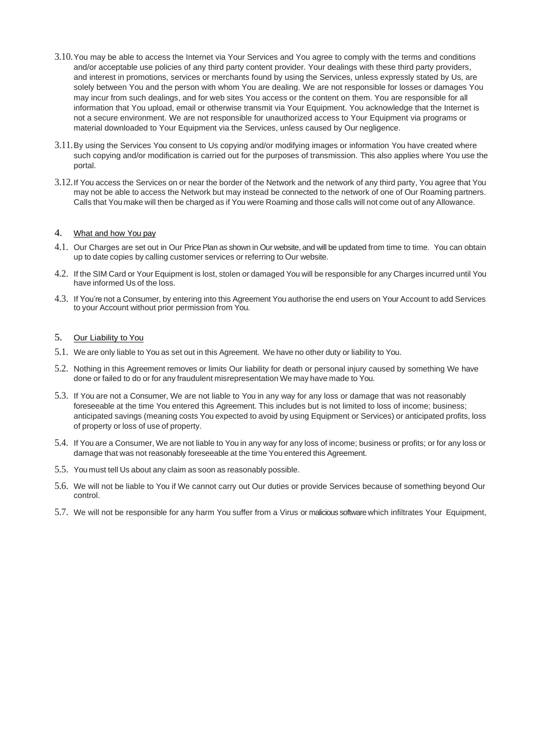3.10. You may be able to access the Internet via Your Services and You agree to comply with the terms and conditions and/or acceptable use policies of any third party content provider. Your dealings with these third party providers, and interest in promotions, services or merchants found by using the Services, unless expressly stated by Us, are solely between You and the person with whom You are dealing. We are not responsible for losses or damages You may incur from such dealings, and for web sites You access or the content on them. You are responsible for all information that You upload, email or otherwise transmit via Your Equipment. You acknowledge that the Internet is not a secure environment. We are not responsible for unauthorized access to Your Equipment via programs or material downloaded to Your Equipment via the Services, unless caused by Our negligence.

3.11. By using the Services You consent to Us copying and/or modifying images or information You have created where such copying and/or modification is carried out for the purposes of transmission. This also applies where You use the portal.

3.12. If You access the Services on or near the border of the Network and the network of any third party, You agree that You may not be able to access the Network but may instead be connected to the network of one of Our Roaming partners. Calls that You make will then be charged as if You were Roaming and those calls will not come out of any Allowance.

## 4. What and how You pay

4.1. Our Charges are set out in Our Price Plan as shown in Our website, and will be updated from time to time. You can obtain up to date copies by calling customer services or referring to Our website.

4.2. If the SIM Card or Your Equipment is lost, stolen or damaged You will be responsible for any Charges incurred until You have informed Us of the loss.

4.3. If You're not a Consumer, by entering into this Agreement You authorise the end users on Your Account to add Services to your Account without prior permission from You.

## 5. Our Liability to You

5.1. We are only liable to You as set out in this Agreement. We have no other duty or liability to You.

5.2. Nothing in this Agreement removes or limits Our liability for death or personal injury caused by something We have done or failed to do or for any fraudulent misrepresentation We may have made to You.

5.3. If You are not a Consumer, We are not liable to You in any way for any loss or damage that was not reasonably foreseeable at the time You entered this Agreement. This includes but is not limited to loss of income; business; anticipated savings (meaning costs You expected to avoid by using Equipment or Services) or anticipated profits, loss of property or loss of use of property.

5.4. If You are a Consumer, We are not liable to You in any way for any loss of income; business or profits; or for any loss or damage that was not reasonably foreseeable at the time You entered this Agreement.

5.5. You must tell Us about any claim as soon as reasonably possible.

5.6. We will not be liable to You if We cannot carry out Our duties or provide Services because of something beyond Our control.

5.7. We will not be responsible for any harm You suffer from a Virus or malicious software which infiltrates Your Equipment,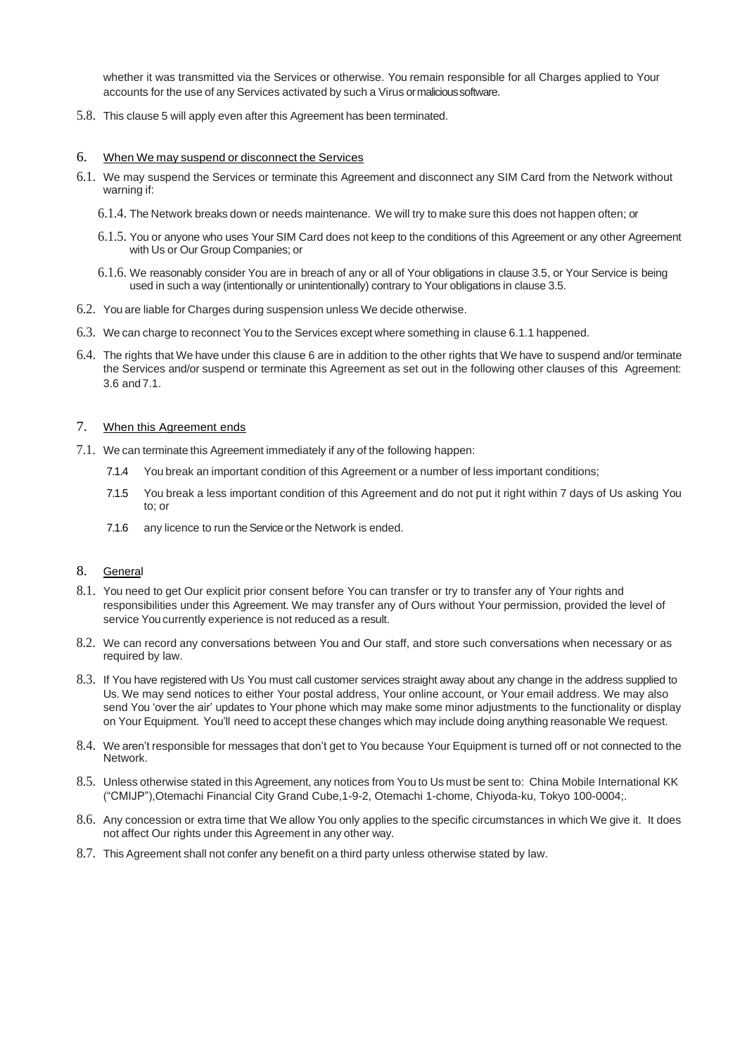whether it was transmitted via the Services or otherwise. You remain responsible for all Charges applied to Your accounts for the use of any Services activated by such a Virus or malicious software.

5.8. This clause 5 will apply even after this Agreement has been terminated.

## 6. When We may suspend or disconnect the Services

6.1. We may suspend the Services or terminate this Agreement and disconnect any SIM Card from the Network without warning if:

- 6.1.4. The Network breaks down or needs maintenance. We will try to make sure this does not happen often; or
- 6.1.5. You or anyone who uses Your SIM Card does not keep to the conditions of this Agreement or any other Agreement with Us or Our Group Companies; or
- 6.1.6. We reasonably consider You are in breach of any or all of Your obligations in clause 3.5, or Your Service is being used in such a way (intentionally or unintentionally) contrary to Your obligations in clause 3.5.

6.2. You are liable for Charges during suspension unless We decide otherwise.

6.3. We can charge to reconnect You to the Services except where something in clause 6.1.1 happened.

6.4. The rights that We have under this clause 6 are in addition to the other rights that We have to suspend and/or terminate the Services and/or suspend or terminate this Agreement as set out in the following other clauses of this Agreement: 3.6 and 7.1.

## 7. When this Agreement ends

7.1. We can terminate this Agreement immediately if any of the following happen:

- 7.1.4 You break an important condition of this Agreement or a number of less important conditions;
- 7.1.5 You break a less important condition of this Agreement and do not put it right within 7 days of Us asking You to; or
- 7.1.6 any licence to run the Service or the Network is ended.

## 8. General

8.1. You need to get Our explicit prior consent before You can transfer or try to transfer any of Your rights and responsibilities under this Agreement. We may transfer any of Ours without Your permission, provided the level of service You currently experience is not reduced as a result.

8.2. We can record any conversations between You and Our staff, and store such conversations when necessary or as required by law.

8.3. If You have registered with Us You must call customer services straight away about any change in the address supplied to Us. We may send notices to either Your postal address, Your online account, or Your email address. We may also send You 'over the air' updates to Your phone which may make some minor adjustments to the functionality or display on Your Equipment. You'll need to accept these changes which may include doing anything reasonable We request.

8.4. We aren't responsible for messages that don't get to You because Your Equipment is turned off or not connected to the Network.

8.5. Unless otherwise stated in this Agreement, any notices from You to Us must be sent to: China Mobile International KK ("CMIJP"),Otemachi Financial City Grand Cube,1-9-2, Otemachi 1-chome, Chiyoda-ku, Tokyo 100-0004;.

8.6. Any concession or extra time that We allow You only applies to the specific circumstances in which We give it. It does not affect Our rights under this Agreement in any other way.

8.7. This Agreement shall not confer any benefit on a third party unless otherwise stated by law.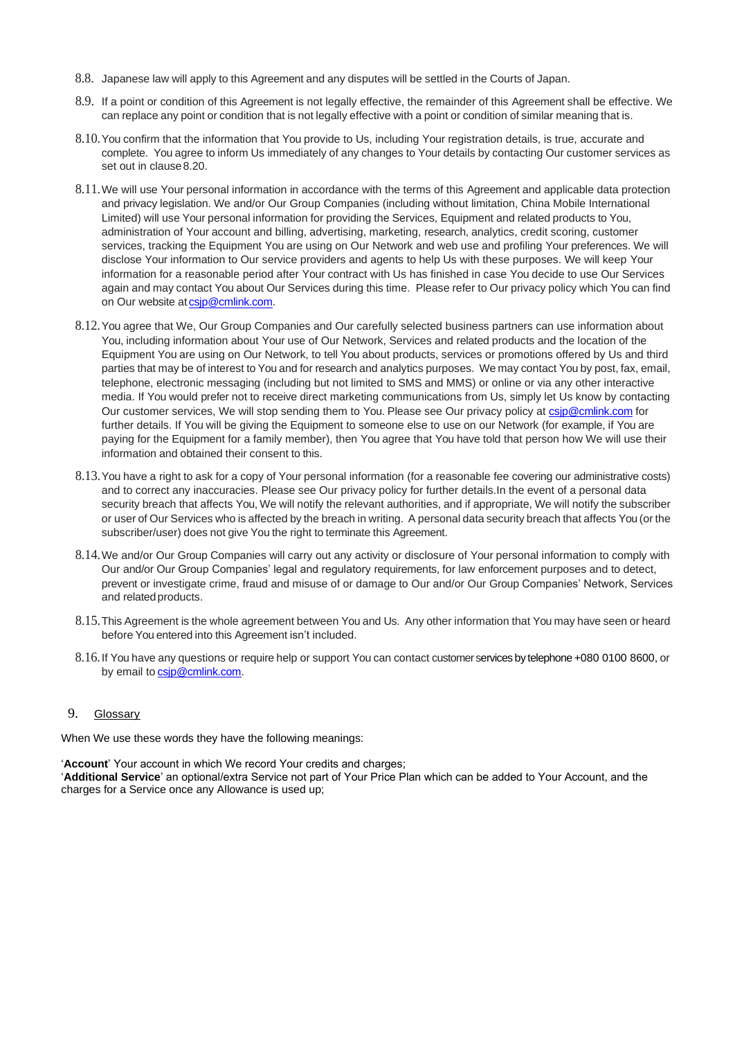8.8. Japanese law will apply to this Agreement and any disputes will be settled in the Courts of Japan.

8.9. If a point or condition of this Agreement is not legally effective, the remainder of this Agreement shall be effective. We can replace any point or condition that is not legally effective with a point or condition of similar meaning that is.

8.10. You confirm that the information that You provide to Us, including Your registration details, is true, accurate and complete. You agree to inform Us immediately of any changes to Your details by contacting Our customer services as set out in clause 8.20.

8.11. We will use Your personal information in accordance with the terms of this Agreement and applicable data protection and privacy legislation. We and/or Our Group Companies (including without limitation, China Mobile International Limited) will use Your personal information for providing the Services, Equipment and related products to You, administration of Your account and billing, advertising, marketing, research, analytics, credit scoring, customer services, tracking the Equipment You are using on Our Network and web use and profiling Your preferences. We will disclose Your information to Our service providers and agents to help Us with these purposes. We will keep Your information for a reasonable period after Your contract with Us has finished in case You decide to use Our Services again and may contact You about Our Services during this time. Please refer to Our privacy policy which You can find on Our website at csjp@cmlink.com.

8.12. You agree that We, Our Group Companies and Our carefully selected business partners can use information about You, including information about Your use of Our Network, Services and related products and the location of the Equipment You are using on Our Network, to tell You about products, services or promotions offered by Us and third parties that may be of interest to You and for research and analytics purposes. We may contact You by post, fax, email, telephone, electronic messaging (including but not limited to SMS and MMS) or online or via any other interactive media. If You would prefer not to receive direct marketing communications from Us, simply let Us know by contacting Our customer services, We will stop sending them to You. Please see Our privacy policy at csjp@cmlink.com for further details. If You will be giving the Equipment to someone else to use on our Network (for example, if You are paying for the Equipment for a family member), then You agree that You have told that person how We will use their information and obtained their consent to this.

8.13. You have a right to ask for a copy of Your personal information (for a reasonable fee covering our administrative costs) and to correct any inaccuracies. Please see Our privacy policy for further details.In the event of a personal data security breach that affects You, We will notify the relevant authorities, and if appropriate, We will notify the subscriber or user of Our Services who is affected by the breach in writing. A personal data security breach that affects You (or the subscriber/user) does not give You the right to terminate this Agreement.

8.14. We and/or Our Group Companies will carry out any activity or disclosure of Your personal information to comply with Our and/or Our Group Companies' legal and regulatory requirements, for law enforcement purposes and to detect, prevent or investigate crime, fraud and misuse of or damage to Our and/or Our Group Companies' Network, Services and related products.

8.15. This Agreement is the whole agreement between You and Us. Any other information that You may have seen or heard before You entered into this Agreement isn't included.

8.16. If You have any questions or require help or support You can contact customer services by telephone +080 0100 8600, or by email to csjp@cmlink.com.

## 9. Glossary

When We use these words they have the following meanings:

'**Account**' Your account in which We record Your credits and charges;
'**Additional Service**' an optional/extra Service not part of Your Price Plan which can be added to Your Account, and the charges for a Service once any Allowance is used up;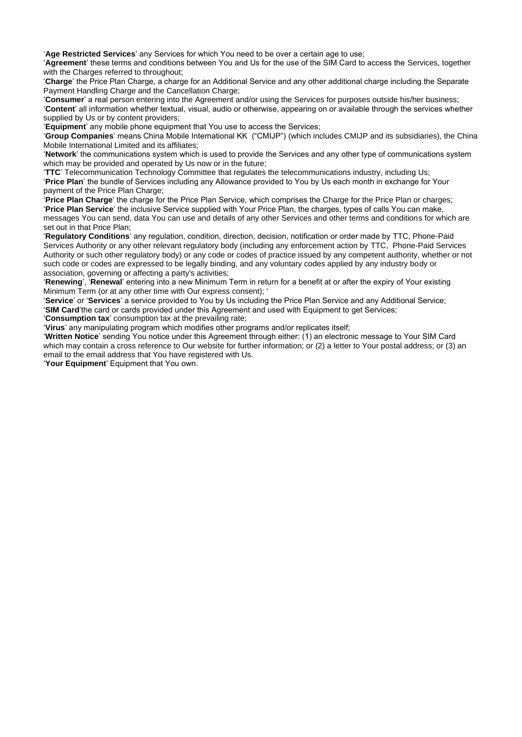'**Age Restricted Services**' any Services for which You need to be over a certain age to use;
'**Agreement**' these terms and conditions between You and Us for the use of the SIM Card to access the Services, together with the Charges referred to throughout;
'**Charge**' the Price Plan Charge, a charge for an Additional Service and any other additional charge including the Separate Payment Handling Charge and the Cancellation Charge;
'**Consumer**' a real person entering into the Agreement and/or using the Services for purposes outside his/her business;
'**Content**' all information whether textual, visual, audio or otherwise, appearing on or available through the services whether supplied by Us or by content providers;
'**Equipment**' any mobile phone equipment that You use to access the Services;
'**Group Companies**' means China Mobile International KK ("CMIJP") (which includes CMIJP and its subsidiaries), the China Mobile International Limited and its affiliates;
'**Network**' the communications system which is used to provide the Services and any other type of communications system which may be provided and operated by Us now or in the future;
'**TTC**' Telecommunication Technology Committee that regulates the telecommunications industry, including Us;
'**Price Plan**' the bundle of Services including any Allowance provided to You by Us each month in exchange for Your payment of the Price Plan Charge;
'**Price Plan Charge**' the charge for the Price Plan Service, which comprises the Charge for the Price Plan or charges;
'**Price Plan Service**' the inclusive Service supplied with Your Price Plan, the charges, types of calls You can make, messages You can send, data You can use and details of any other Services and other terms and conditions for which are set out in that Price Plan;
'**Regulatory Conditions**' any regulation, condition, direction, decision, notification or order made by TTC, Phone-Paid Services Authority or any other relevant regulatory body (including any enforcement action by TTC, Phone-Paid Services Authority or such other regulatory body) or any code or codes of practice issued by any competent authority, whether or not such code or codes are expressed to be legally binding, and any voluntary codes applied by any industry body or association, governing or affecting a party's activities;
'**Renewing**', '**Renewal**' entering into a new Minimum Term in return for a benefit at or after the expiry of Your existing Minimum Term (or at any other time with Our express consent); '
'**Service**' or '**Services**' a service provided to You by Us including the Price Plan Service and any Additional Service;
'**SIM Card**'the card or cards provided under this Agreement and used with Equipment to get Services;
'**Consumption tax**' consumption tax at the prevailing rate;
'**Virus**' any manipulating program which modifies other programs and/or replicates itself;
'**Written Notice**' sending You notice under this Agreement through either: (1) an electronic message to Your SIM Card which may contain a cross reference to Our website for further information; or (2) a letter to Your postal address; or (3) an email to the email address that You have registered with Us.
'**Your Equipment**' Equipment that You own.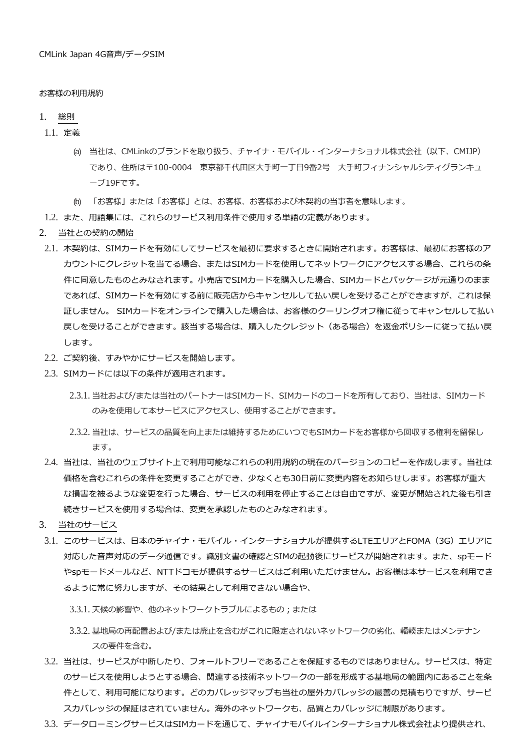CMLink Japan 4G音声/データSIM

お客様の利用規約

1. 総則

1.1. 定義

(a) 当社は、CMLinkのブランドを取り扱う、チャイナ・モバイル・インターナショナル株式会社（以下、CMIJP）であり、住所は〒100-0004　東京都千代田区大手町一丁目9番2号　大手町フィナンシャルシティグランキューブ19Fです。

(b) 「お客様」または「お客様」とは、お客様、お客様および本契約の当事者を意味します。

1.2. また、用語集には、これらのサービス利用条件で使用する単語の定義があります。

2. 当社との契約の開始

2.1. 本契約は、SIMカードを有効にしてサービスを最初に要求するときに開始されます。お客様は、最初にお客様のアカウントにクレジットを当てる場合、またはSIMカードを使用してネットワークにアクセスする場合、これらの条件に同意したものとみなされます。小売店でSIMカードを購入した場合、SIMカードとパッケージが元通りのままであれば、SIMカードを有効にする前に販売店からキャンセルして払い戻しを受けることができますが、これは保証しません。 SIMカードをオンラインで購入した場合は、お客様のクーリングオフ権に従ってキャンセルして払い戻しを受けることができます。該当する場合は、購入したクレジット（ある場合）を返金ポリシーに従って払い戻します。

2.2. ご契約後、すみやかにサービスを開始します。

2.3. SIMカードには以下の条件が適用されます。

2.3.1. 当社および/または当社のパートナーはSIMカード、SIMカードのコードを所有しており、当社は、SIMカードのみを使用して本サービスにアクセスし、使用することができます。

2.3.2. 当社は、サービスの品質を向上または維持するためにいつでもSIMカードをお客様から回収する権利を留保します。

2.4. 当社は、当社のウェブサイト上で利用可能なこれらの利用規約の現在のバージョンのコピーを作成します。当社は価格を含むこれらの条件を変更することができ、少なくとも30日前に変更内容をお知らせします。お客様が重大な損害を被るような変更を行った場合、サービスの利用を停止することは自由ですが、変更が開始された後も引き続きサービスを使用する場合は、変更を承認したものとみなされます。

3. 当社のサービス

3.1. このサービスは、日本のチャイナ・モバイル・インターナショナルが提供するLTEエリアとFOMA（3G）エリアに対応した音声対応のデータ通信です。識別文書の確認とSIMの起動後にサービスが開始されます。また、spモードやspモードメールなど、NTTドコモが提供するサービスはご利用いただけません。お客様は本サービスを利用できるように常に努力しますが、その結果として利用できない場合や、

3.3.1. 天候の影響や、他のネットワークトラブルによるもの；または

3.3.2. 基地局の再配置および/または廃止を含むがこれに限定されないネットワークの劣化、輻輳またはメンテナンスの要件を含む。

3.2. 当社は、サービスが中断したり、フォールトフリーであることを保証するものではありません。サービスは、特定のサービスを使用しようとする場合、関連する技術ネットワークの一部を形成する基地局の範囲内にあることを条件として、利用可能になります。どのカバレッジマップも当社の屋外カバレッジの最善の見積もりですが、サービスカバレッジの保証はされていません。海外のネットワークも、品質とカバレッジに制限があります。

3.3. データローミングサービスはSIMカードを通じて、チャイナモバイルインターナショナル株式会社より提供され、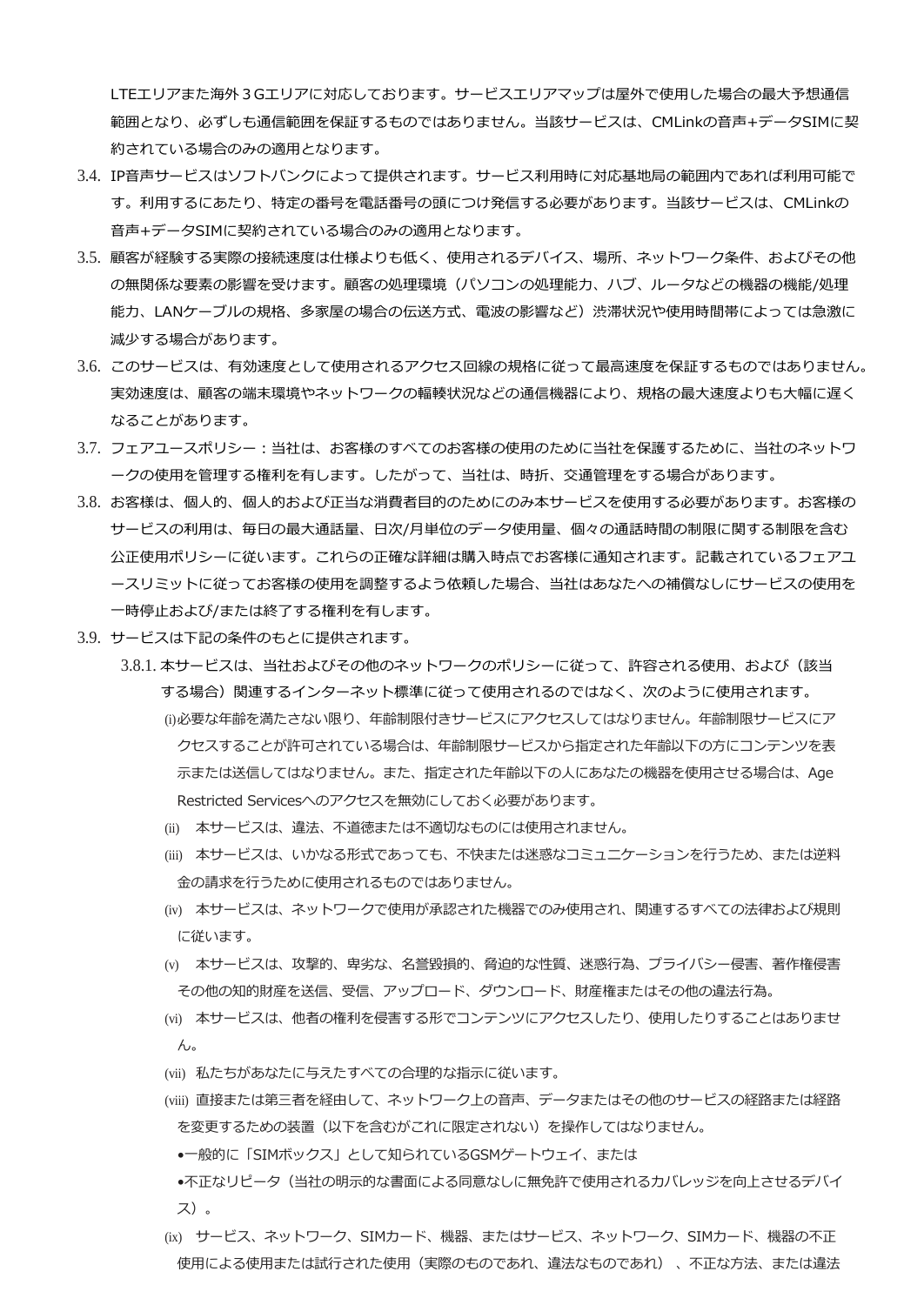LTEエリアまた海外３Gエリアに対応しております。サービスエリアマップは屋外で使用した場合の最大予想通信範囲となり、必ずしも通信範囲を保証するものではありません。当該サービスは、CMLinkの音声+データSIMに契約されている場合のみの適用となります。

3.4. IP音声サービスはソフトバンクによって提供されます。サービス利用時に対応基地局の範囲内であれば利用可能です。利用するにあたり、特定の番号を電話番号の頭につけ発信する必要があります。当該サービスは、CMLinkの音声+データSIMに契約されている場合のみの適用となります。

3.5. 顧客が経験する実際の接続速度は仕様よりも低く、使用されるデバイス、場所、ネットワーク条件、およびその他の無関係な要素の影響を受けます。顧客の処理環境（パソコンの処理能力、ハブ、ルータなどの機器の機能/処理能力、LANケーブルの規格、多家屋の場合の伝送方式、電波の影響など）渋滞状況や使用時間帯によっては急激に減少する場合があります。

3.6. このサービスは、有効速度として使用されるアクセス回線の規格に従って最高速度を保証するものではありません。実効速度は、顧客の端末環境やネットワークの輻輳状況などの通信機器により、規格の最大速度よりも大幅に遅くなることがあります。

3.7. フェアユースポリシー：当社は、お客様のすべてのお客様の使用のために当社を保護するために、当社のネットワークの使用を管理する権利を有します。したがって、当社は、時折、交通管理をする場合があります。

3.8. お客様は、個人的、個人的および正当な消費者目的のためにのみ本サービスを使用する必要があります。お客様のサービスの利用は、毎日の最大通話量、日次/月単位のデータ使用量、個々の通話時間の制限に関する制限を含む公正使用ポリシーに従います。これらの正確な詳細は購入時点でお客様に通知されます。記載されているフェアユースリミットに従ってお客様の使用を調整するよう依頼した場合、当社はあなたへの補償なしにサービスの使用を一時停止および/または終了する権利を有します。

3.9. サービスは下記の条件のもとに提供されます。

3.8.1. 本サービスは、当社およびその他のネットワークのポリシーに従って、許容される使用、および（該当する場合）関連するインターネット標準に従って使用されるのではなく、次のように使用されます。

(i)必要な年齢を満たさない限り、年齢制限付きサービスにアクセスしてはなりません。年齢制限サービスにアクセスすることが許可されている場合は、年齢制限サービスから指定された年齢以下の方にコンテンツを表示または送信してはなりません。また、指定された年齢以下の人にあなたの機器を使用させる場合は、Age Restricted Servicesへのアクセスを無効にしておく必要があります。

(ii) 本サービスは、違法、不道徳または不適切なものには使用されません。

(iii) 本サービスは、いかなる形式であっても、不快または迷惑なコミュニケーションを行うため、または逆料金の請求を行うために使用されるものではありません。

(iv) 本サービスは、ネットワークで使用が承認された機器でのみ使用され、関連するすべての法律および規則に従います。

(v) 本サービスは、攻撃的、卑劣な、名誉毀損的、脅迫的な性質、迷惑行為、プライバシー侵害、著作権侵害その他の知的財産を送信、受信、アップロード、ダウンロード、財産権またはその他の違法行為。

(vi) 本サービスは、他者の権利を侵害する形でコンテンツにアクセスしたり、使用したりすることはありません。

(vii) 私たちがあなたに与えたすべての合理的な指示に従います。

(viii) 直接または第三者を経由して、ネットワーク上の音声、データまたはその他のサービスの経路または経路を変更するための装置（以下を含むがこれに限定されない）を操作してはなりません。

- 一般的に「SIMボックス」として知られているGSMゲートウェイ、または
- 不正なリピータ（当社の明示的な書面による同意なしに無免許で使用されるカバレッジを向上させるデバイス）。

(ix) サービス、ネットワーク、SIMカード、機器、またはサービス、ネットワーク、SIMカード、機器の不正使用による使用または試行された使用（実際のものであれ、違法なものであれ）、不正な方法、または違法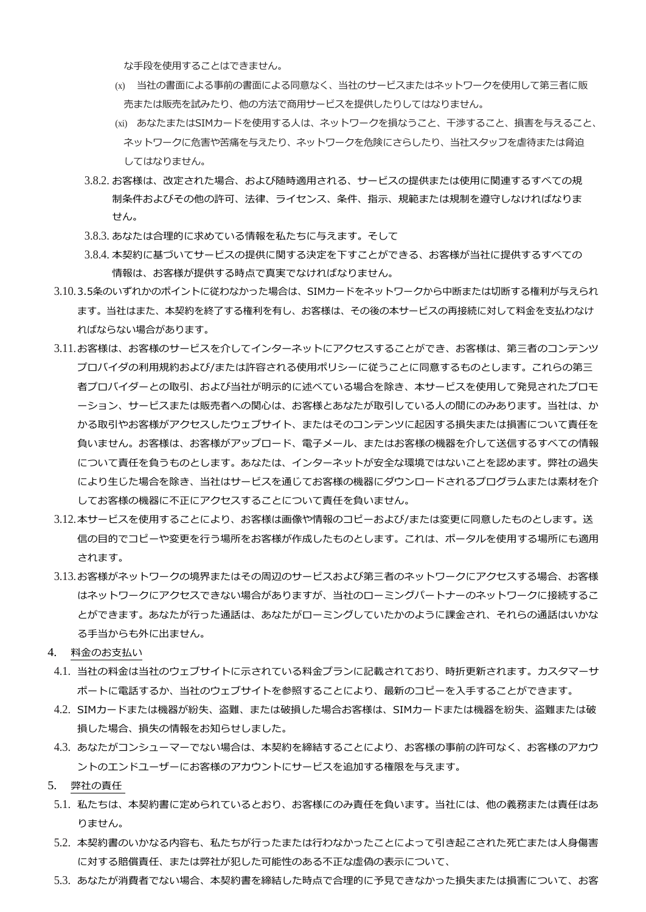な手段を使用することはできません。

(x) 当社の書面による事前の書面による同意なく、当社のサービスまたはネットワークを使用して第三者に販売または販売を試みたり、他の方法で商用サービスを提供したりしてはなりません。

(xi) あなたまたはSIMカードを使用する人は、ネットワークを損なうこと、干渉すること、損害を与えること、ネットワークに危害や苦痛を与えたり、ネットワークを危険にさらしたり、当社スタッフを虐待または脅迫してはなりません。

3.8.2. お客様は、改定された場合、および随時適用される、サービスの提供または使用に関連するすべての規制条件およびその他の許可、法律、ライセンス、条件、指示、規範または規制を遵守しなければなりません。

3.8.3. あなたは合理的に求めている情報を私たちに与えます。そして

3.8.4. 本契約に基づいてサービスの提供に関する決定を下すことができる、お客様が当社に提供するすべての情報は、お客様が提供する時点で真実でなければなりません。

3.10. 3.5条のいずれかのポイントに従わなかった場合は、SIMカードをネットワークから中断または切断する権利が与えられます。当社はまた、本契約を終了する権利を有し、お客様は、その後の本サービスの再接続に対して料金を支払わなければならない場合があります。

3.11. お客様は、お客様のサービスを介してインターネットにアクセスすることができ、お客様は、第三者のコンテンツプロバイダの利用規約および/または許容される使用ポリシーに従うことに同意するものとします。これらの第三者プロバイダーとの取引、および当社が明示的に述べている場合を除き、本サービスを使用して発見されたプロモーション、サービスまたは販売者への関心は、お客様とあなたが取引している人の間にのみあります。当社は、かかる取引やお客様がアクセスしたウェブサイト、またはそのコンテンツに起因する損失または損害について責任を負いません。お客様は、お客様がアップロード、電子メール、またはお客様の機器を介して送信するすべての情報について責任を負うものとします。あなたは、インターネットが安全な環境ではないことを認めます。弊社の過失により生じた場合を除き、当社はサービスを通じてお客様の機器にダウンロードされるプログラムまたは素材を介してお客様の機器に不正にアクセスすることについて責任を負いません。

3.12. 本サービスを使用することにより、お客様は画像や情報のコピーおよび/または変更に同意したものとします。送信の目的でコピーや変更を行う場所をお客様が作成したものとします。これは、ポータルを使用する場所にも適用されます。

3.13. お客様がネットワークの境界またはその周辺のサービスおよび第三者のネットワークにアクセスする場合、お客様はネットワークにアクセスできない場合がありますが、当社のローミングパートナーのネットワークに接続することができます。あなたが行った通話は、あなたがローミングしていたかのように課金され、それらの通話はいかなる手当からも外に出ません。

4. 料金のお支払い

4.1. 当社の料金は当社のウェブサイトに示されている料金プランに記載されており、時折更新されます。カスタマーサポートに電話するか、当社のウェブサイトを参照することにより、最新のコピーを入手することができます。

4.2. SIMカードまたは機器が紛失、盗難、または破損した場合お客様は、SIMカードまたは機器を紛失、盗難または破損した場合、損失の情報をお知らせしました。

4.3. あなたがコンシューマーでない場合は、本契約を締結することにより、お客様の事前の許可なく、お客様のアカウントのエンドユーザーにお客様のアカウントにサービスを追加する権限を与えます。

5. 弊社の責任

5.1. 私たちは、本契約書に定められているとおり、お客様にのみ責任を負います。当社には、他の義務または責任はありません。

5.2. 本契約書のいかなる内容も、私たちが行ったまたは行わなかったことによって引き起こされた死亡または人身傷害に対する賠償責任、または弊社が犯した可能性のある不正な虚偽の表示について、

5.3. あなたが消費者でない場合、本契約書を締結した時点で合理的に予見できなかった損失または損害について、お客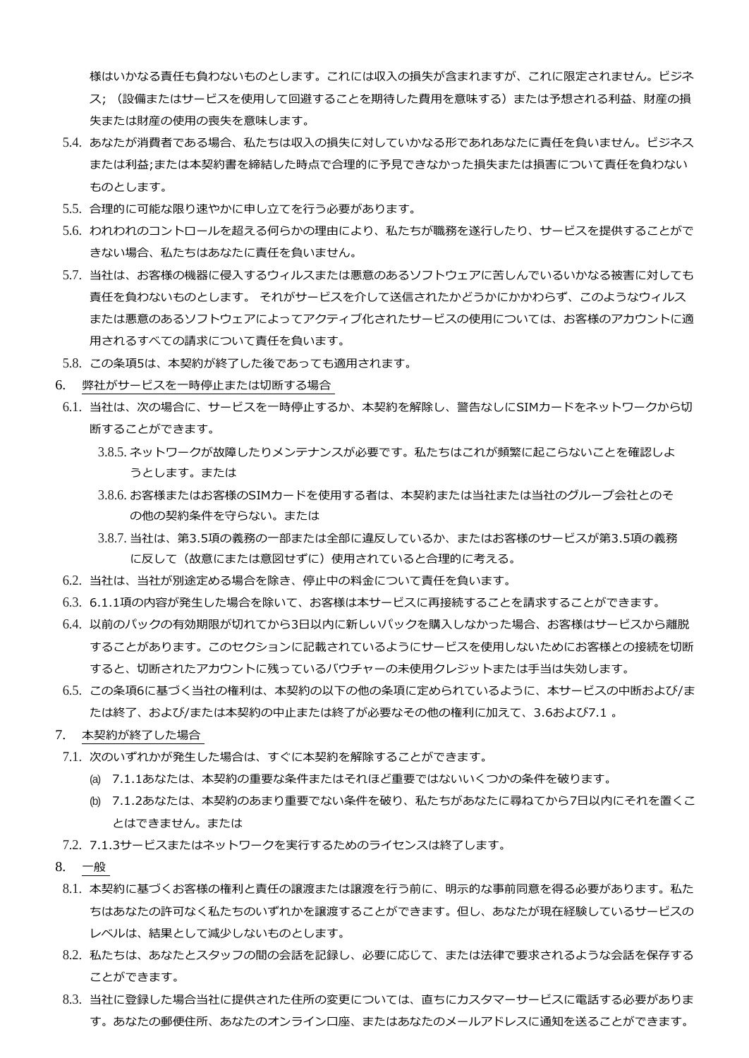様はいかなる責任も負わないものとします。これには収入の損失が含まれますが、これに限定されません。ビジネス;（設備またはサービスを使用して回避することを期待した費用を意味する）または予想される利益、財産の損失または財産の使用の喪失を意味します。

5.4. あなたが消費者である場合、私たちは収入の損失に対していかなる形であれあなたに責任を負いません。ビジネスまたは利益;または本契約書を締結した時点で合理的に予見できなかった損失または損害について責任を負わないものとします。

5.5. 合理的に可能な限り速やかに申し立てを行う必要があります。

5.6. われわれのコントロールを超える何らかの理由により、私たちが職務を遂行したり、サービスを提供することができない場合、私たちはあなたに責任を負いません。

5.7. 当社は、お客様の機器に侵入するウィルスまたは悪意のあるソフトウェアに苦しんでいるいかなる被害に対しても責任を負わないものとします。 それがサービスを介して送信されたかどうかにかかわらず、このようなウィルスまたは悪意のあるソフトウェアによってアクティブ化されたサービスの使用については、お客様のアカウントに適用されるすべての請求について責任を負います。

5.8. この条項5は、本契約が終了した後であっても適用されます。

6. 弊社がサービスを一時停止または切断する場合

6.1. 当社は、次の場合に、サービスを一時停止するか、本契約を解除し、警告なしにSIMカードをネットワークから切断することができます。

3.8.5. ネットワークが故障したりメンテナンスが必要です。私たちはこれが頻繁に起こらないことを確認しようとします。または

3.8.6. お客様またはお客様のSIMカードを使用する者は、本契約または当社または当社のグループ会社とのその他の契約条件を守らない。または

3.8.7. 当社は、第3.5項の義務の一部または全部に違反しているか、またはお客様のサービスが第3.5項の義務に反して（故意にまたは意図せずに）使用されていると合理的に考える。

6.2. 当社は、当社が別途定める場合を除き、停止中の料金について責任を負います。

6.3. 6.1.1項の内容が発生した場合を除いて、お客様は本サービスに再接続することを請求することができます。

6.4. 以前のパックの有効期限が切れてから3日以内に新しいパックを購入しなかった場合、お客様はサービスから離脱することがあります。このセクションに記載されているようにサービスを使用しないためにお客様との接続を切断すると、切断されたアカウントに残っているバウチャーの未使用クレジットまたは手当は失効します。

6.5. この条項6に基づく当社の権利は、本契約の以下の他の条項に定められているように、本サービスの中断および/または終了、および/または本契約の中止または終了が必要なその他の権利に加えて、3.6および7.1 。

7. 本契約が終了した場合

7.1. 次のいずれかが発生した場合は、すぐに本契約を解除することができます。

(a) 7.1.1あなたは、本契約の重要な条件またはそれほど重要ではないいくつかの条件を破ります。

(b) 7.1.2あなたは、本契約のあまり重要でない条件を破り、私たちがあなたに尋ねてから7日以内にそれを置くことはできません。または

7.2. 7.1.3サービスまたはネットワークを実行するためのライセンスは終了します。

8. 一般

8.1. 本契約に基づくお客様の権利と責任の譲渡または譲渡を行う前に、明示的な事前同意を得る必要があります。私たちはあなたの許可なく私たちのいずれかを譲渡することができます。但し、あなたが現在経験しているサービスのレベルは、結果として減少しないものとします。

8.2. 私たちは、あなたとスタッフの間の会話を記録し、必要に応じて、または法律で要求されるような会話を保存することができます。

8.3. 当社に登録した場合当社に提供された住所の変更については、直ちにカスタマーサービスに電話する必要があります。あなたの郵便住所、あなたのオンライン口座、またはあなたのメールアドレスに通知を送ることができます。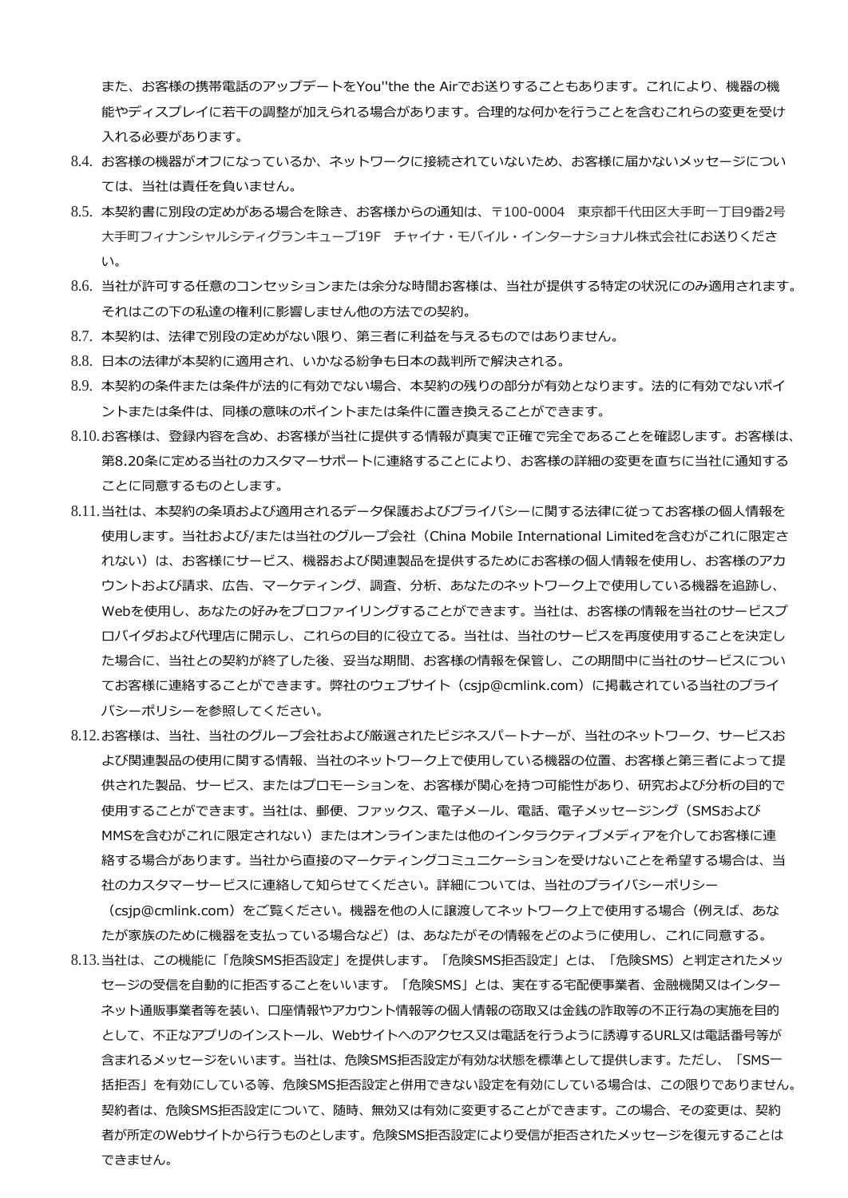また、お客様の携帯電話のアップデートをYou''the the Airでお送りすることもあります。これにより、機器の機能やディスプレイに若干の調整が加えられる場合があります。合理的な何かを行うことを含むこれらの変更を受け入れる必要があります。

8.4. お客様の機器がオフになっているか、ネットワークに接続されていないため、お客様に届かないメッセージについては、当社は責任を負いません。

8.5. 本契約書に別段の定めがある場合を除き、お客様からの通知は、〒100-0004　東京都千代田区大手町一丁目9番2号 大手町フィナンシャルシティグランキューブ19F　チャイナ・モバイル・インターナショナル株式会社にお送りください。

8.6. 当社が許可する任意のコンセッションまたは余分な時間お客様は、当社が提供する特定の状況にのみ適用されます。それはこの下の私達の権利に影響しません他の方法での契約。

8.7. 本契約は、法律で別段の定めがない限り、第三者に利益を与えるものではありません。

8.8. 日本の法律が本契約に適用され、いかなる紛争も日本の裁判所で解決される。

8.9. 本契約の条件または条件が法的に有効でない場合、本契約の残りの部分が有効となります。法的に有効でないポイントまたは条件は、同様の意味のポイントまたは条件に置き換えることができます。

8.10. お客様は、登録内容を含め、お客様が当社に提供する情報が真実で正確で完全であることを確認します。お客様は、第8.20条に定める当社のカスタマーサポートに連絡することにより、お客様の詳細の変更を直ちに当社に通知することに同意するものとします。

8.11. 当社は、本契約の条項および適用されるデータ保護およびプライバシーに関する法律に従ってお客様の個人情報を使用します。当社および/または当社のグループ会社（China Mobile International Limitedを含むがこれに限定されない）は、お客様にサービス、機器および関連製品を提供するためにお客様の個人情報を使用し、お客様のアカウントおよび請求、広告、マーケティング、調査、分析、あなたのネットワーク上で使用している機器を追跡し、Webを使用し、あなたの好みをプロファイリングすることができます。当社は、お客様の情報を当社のサービスプロバイダおよび代理店に開示し、これらの目的に役立てる。当社は、当社のサービスを再度使用することを決定した場合に、当社との契約が終了した後、妥当な期間、お客様の情報を保管し、この期間中に当社のサービスについてお客様に連絡することができます。弊社のウェブサイト（csjp@cmlink.com）に掲載されている当社のプライバシーポリシーを参照してください。

8.12. お客様は、当社、当社のグループ会社および厳選されたビジネスパートナーが、当社のネットワーク、サービスおよび関連製品の使用に関する情報、当社のネットワーク上で使用している機器の位置、お客様と第三者によって提供された製品、サービス、またはプロモーションを、お客様が関心を持つ可能性があり、研究および分析の目的で使用することができます。当社は、郵便、ファックス、電子メール、電話、電子メッセージング（SMSおよびMMSを含むがこれに限定されない）またはオンラインまたは他のインタラクティブメディアを介してお客様に連絡する場合があります。当社から直接のマーケティングコミュニケーションを受けないことを希望する場合は、当社のカスタマーサービスに連絡して知らせてください。詳細については、当社のプライバシーポリシー（csjp@cmlink.com）をご覧ください。機器を他の人に譲渡してネットワーク上で使用する場合（例えば、あなたが家族のために機器を支払っている場合など）は、あなたがその情報をどのように使用し、これに同意する。

8.13. 当社は、この機能に「危険SMS拒否設定」を提供します。「危険SMS拒否設定」とは、「危険SMS」と判定されたメッセージの受信を自動的に拒否することをいいます。「危険SMS」とは、実在する宅配便事業者、金融機関又はインターネット通販事業者等を装い、口座情報やアカウント情報等の個人情報の窃取又は金銭の詐取等の不正行為の実施を目的として、不正なアプリのインストール、Webサイトへのアクセス又は電話を行うように誘導するURL又は電話番号等が含まれるメッセージをいいます。当社は、危険SMS拒否設定が有効な状態を標準として提供します。ただし、「SMS一括拒否」を有効にしている等、危険SMS拒否設定と併用できない設定を有効にしている場合は、この限りでありません。契約者は、危険SMS拒否設定について、随時、無効又は有効に変更することができます。この場合、その変更は、契約者が所定のWebサイトから行うものとします。危険SMS拒否設定により受信が拒否されたメッセージを復元することはできません。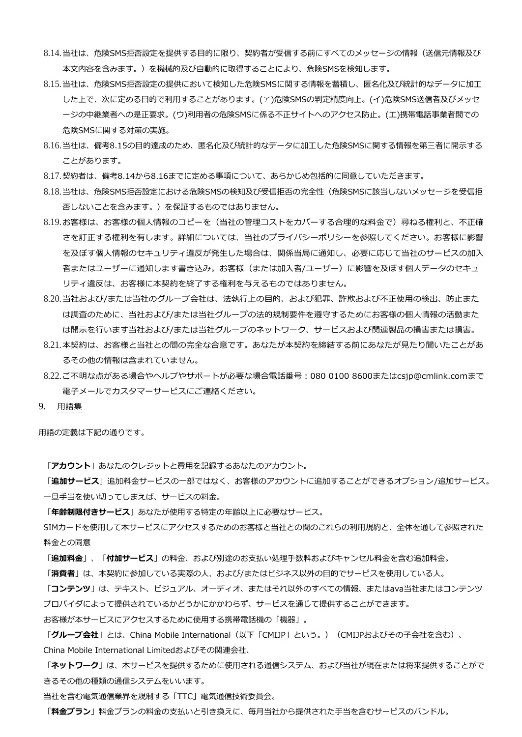8.14. 当社は、危険SMS拒否設定を提供する目的に限り、契約者が受信する前にすべてのメッセージの情報（送信元情報及び本文内容を含みます。）を機械的及び自動的に取得することにより、危険SMSを検知します。

8.15. 当社は、危険SMS拒否設定の提供において検知した危険SMSに関する情報を蓄積し、匿名化及び統計的なデータに加工した上で、次に定める目的で利用することがあります。(ア)危険SMSの判定精度向上。(イ)危険SMS送信者及びメッセージの中継業者への是正要求。(ウ)利用者の危険SMSに係る不正サイトへのアクセス防止。(エ)携帯電話事業者間での危険SMSに関する対策の実施。

8.16. 当社は、備考8.15の目的達成のため、匿名化及び統計的なデータに加工した危険SMSに関する情報を第三者に開示することがあります。

8.17. 契約者は、備考8.14から8.16までに定める事項について、あらかじめ包括的に同意していただきます。

8.18. 当社は、危険SMS拒否設定における危険SMSの検知及び受信拒否の完全性（危険SMSに該当しないメッセージを受信拒否しないことを含みます。）を保証するものではありません。

8.19. お客様は、お客様の個人情報のコピーを（当社の管理コストをカバーする合理的な料金で）尋ねる権利と、不正確さを訂正する権利を有します。詳細については、当社のプライバシーポリシーを参照してください。お客様に影響を及ぼす個人情報のセキュリティ違反が発生した場合は、関係当局に通知し、必要に応じて当社のサービスの加入者またはユーザーに通知します書き込み。お客様（または加入者/ユーザー）に影響を及ぼす個人データのセキュリティ違反は、お客様に本契約を終了する権利を与えるものではありません。

8.20. 当社および/または当社のグループ会社は、法執行上の目的、および犯罪、詐欺および不正使用の検出、防止または調査のために、当社および/または当社グループの法的規制要件を遵守するためにお客様の個人情報の活動または開示を行います当社および/または当社グループのネットワーク、サービスおよび関連製品の損害または損害。

8.21. 本契約は、お客様と当社との間の完全な合意です。あなたが本契約を締結する前にあなたが見たり聞いたことがあるその他の情報は含まれていません。

8.22. ご不明な点がある場合やヘルプやサポートが必要な場合電話番号：080 0100 8600またはcsjp@cmlink.comまで電子メールでカスタマーサービスにご連絡ください。

## 9. 用語集

用語の定義は下記の通りです。

「**アカウント**」あなたのクレジットと費用を記録するあなたのアカウント。

「**追加サービス**」追加料金サービスの一部ではなく、お客様のアカウントに追加することができるオプション/追加サービス。一旦手当を使い切ってしまえば、サービスの料金。

「**年齢制限付きサービス**」あなたが使用する特定の年齢以上に必要なサービス。

SIMカードを使用して本サービスにアクセスするためのお客様と当社との間のこれらの利用規約と、全体を通して参照された料金との同意

「**追加料金**」、「**付加サービス**」の料金、および別途のお支払い処理手数料およびキャンセル料金を含む追加料金。

「**消費者**」は、本契約に参加している実際の人、および/またはビジネス以外の目的でサービスを使用している人。

「**コンテンツ**」は、テキスト、ビジュアル、オーディオ、またはそれ以外のすべての情報、またはava当社またはコンテンツプロバイダによって提供されているかどうかにかかわらず、サービスを通じて提供することができます。

お客様が本サービスにアクセスするために使用する携帯電話機の「機器」。

「**グループ会社**」とは、China Mobile International（以下「CMIJP」という。）（CMIJPおよびその子会社を含む）、China Mobile International Limitedおよびその関連会社、

「**ネットワーク**」は、本サービスを提供するために使用される通信システム、および当社が現在または将来提供することができるその他の種類の通信システムをいいます。

当社を含む電気通信業界を規制する「TTC」電気通信技術委員会。

「**料金プラン**」料金プランの料金の支払いと引き換えに、毎月当社から提供された手当を含むサービスのバンドル。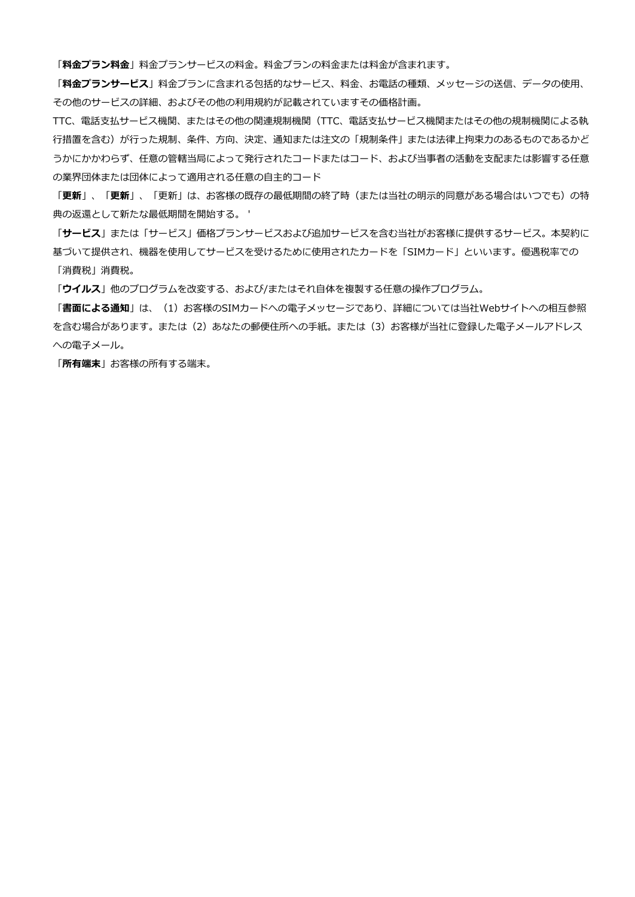「**料金プラン料金**」料金プランサービスの料金。料金プランの料金または料金が含まれます。

「**料金プランサービス**」料金プランに含まれる包括的なサービス、料金、お電話の種類、メッセージの送信、データの使用、その他のサービスの詳細、およびその他の利用規約が記載されていますその価格計画。

TTC、電話支払サービス機関、またはその他の関連規制機関（TTC、電話支払サービス機関またはその他の規制機関による執行措置を含む）が行った規制、条件、方向、決定、通知または注文の「規制条件」または法律上拘束力のあるものであるかどうかにかかわらず、任意の管轄当局によって発行されたコードまたはコード、および当事者の活動を支配または影響する任意の業界団体または団体によって適用される任意の自主的コード

「**更新**」、「**更新**」、「更新」は、お客様の既存の最低期間の終了時（または当社の明示的同意がある場合はいつでも）の特典の返還として新たな最低期間を開始する。 '

「**サービス**」または「サービス」価格プランサービスおよび追加サービスを含む当社がお客様に提供するサービス。本契約に基づいて提供され、機器を使用してサービスを受けるために使用されたカードを「SIMカード」といいます。優遇税率での「消費税」消費税。

「**ウイルス**」他のプログラムを改変する、および/またはそれ自体を複製する任意の操作プログラム。

「**書面による通知**」は、（1）お客様のSIMカードへの電子メッセージであり、詳細については当社Webサイトへの相互参照を含む場合があります。または（2）あなたの郵便住所への手紙。または（3）お客様が当社に登録した電子メールアドレスへの電子メール。

「**所有端末**」お客様の所有する端末。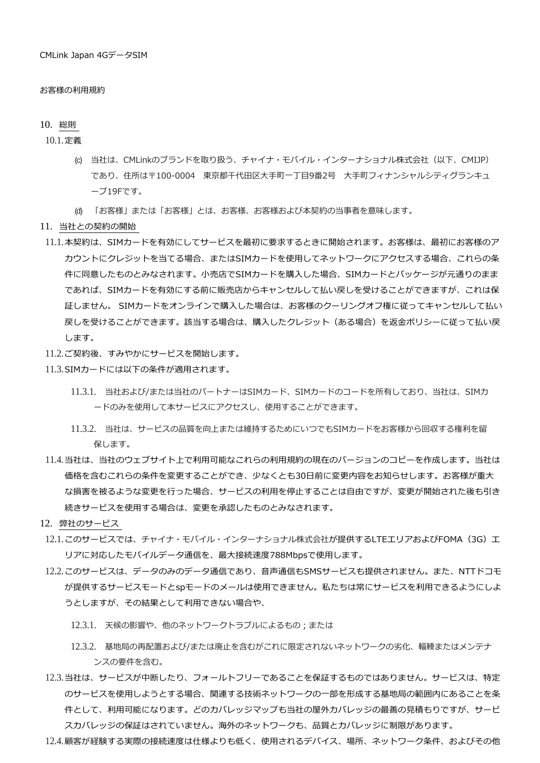CMLink Japan 4GデータSIM

お客様の利用規約

## 10. 総則

10.1. 定義

(c) 当社は、CMLinkのブランドを取り扱う、チャイナ・モバイル・インターナショナル株式会社（以下、CMIJP）であり、住所は〒100-0004　東京都千代田区大手町一丁目9番2号　大手町フィナンシャルシティグランキューブ19Fです。

(d) 「お客様」または「お客様」とは、お客様、お客様および本契約の当事者を意味します。

## 11. 当社との契約の開始

11.1. 本契約は、SIMカードを有効にしてサービスを最初に要求するときに開始されます。お客様は、最初にお客様のアカウントにクレジットを当てる場合、またはSIMカードを使用してネットワークにアクセスする場合、これらの条件に同意したものとみなされます。小売店でSIMカードを購入した場合、SIMカードとパッケージが元通りのままであれば、SIMカードを有効にする前に販売店からキャンセルして払い戻しを受けることができますが、これは保証しません。 SIMカードをオンラインで購入した場合は、お客様のクーリングオフ権に従ってキャンセルして払い戻しを受けることができます。該当する場合は、購入したクレジット（ある場合）を返金ポリシーに従って払い戻します。

11.2. ご契約後、すみやかにサービスを開始します。

11.3. SIMカードには以下の条件が適用されます。

11.3.1. 当社および/または当社のパートナーはSIMカード、SIMカードのコードを所有しており、当社は、SIMカードのみを使用して本サービスにアクセスし、使用することができます。

11.3.2. 当社は、サービスの品質を向上または維持するためにいつでもSIMカードをお客様から回収する権利を留保します。

11.4. 当社は、当社のウェブサイト上で利用可能なこれらの利用規約の現在のバージョンのコピーを作成します。当社は価格を含むこれらの条件を変更することができ、少なくとも30日前に変更内容をお知らせします。お客様が重大な損害を被るような変更を行った場合、サービスの利用を停止することは自由ですが、変更が開始された後も引き続きサービスを使用する場合は、変更を承認したものとみなされます。

## 12. 弊社のサービス

12.1. このサービスでは、チャイナ・モバイル・インターナショナル株式会社が提供するLTEエリアおよびFOMA（3G）エリアに対応したモバイルデータ通信を、最大接続速度788Mbpsで使用します。

12.2. このサービスは、データのみのデータ通信であり、音声通信もSMSサービスも提供されません。また、NTTドコモが提供するサービスモードとspモードのメールは使用できません。私たちは常にサービスを利用できるようにしようとしますが、その結果として利用できない場合や、

12.3.1. 天候の影響や、他のネットワークトラブルによるもの；または

12.3.2. 基地局の再配置および/または廃止を含むがこれに限定されないネットワークの劣化、輻輳またはメンテナンスの要件を含む。

12.3. 当社は、サービスが中断したり、フォールトフリーであることを保証するものではありません。サービスは、特定のサービスを使用しようとする場合、関連する技術ネットワークの一部を形成する基地局の範囲内にあることを条件として、利用可能になります。どのカバレッジマップも当社の屋外カバレッジの最善の見積もりですが、サービスカバレッジの保証はされていません。海外のネットワークも、品質とカバレッジに制限があります。

12.4. 顧客が経験する実際の接続速度は仕様よりも低く、使用されるデバイス、場所、ネットワーク条件、およびその他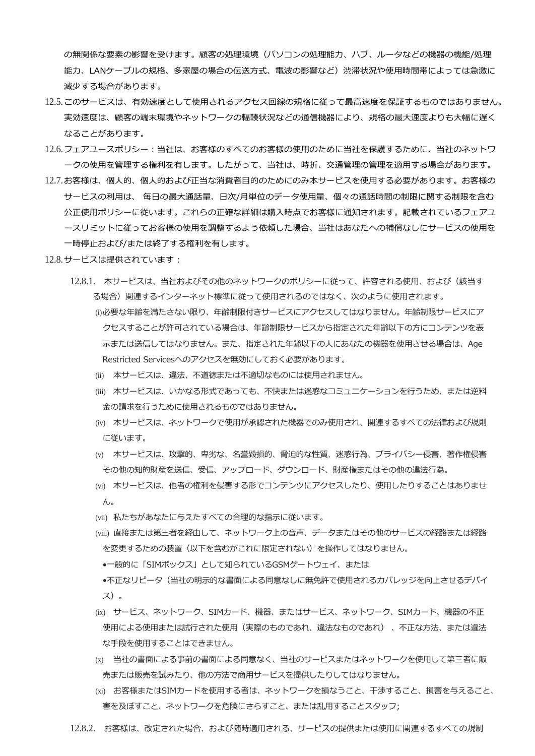の無関係な要素の影響を受けます。顧客の処理環境（パソコンの処理能力、ハブ、ルータなどの機器の機能/処理能力、LANケーブルの規格、多家屋の場合の伝送方式、電波の影響など）渋滞状況や使用時間帯によっては急激に減少する場合があります。

12.5. このサービスは、有効速度として使用されるアクセス回線の規格に従って最高速度を保証するものではありません。実効速度は、顧客の端末環境やネットワークの輻輳状況などの通信機器により、規格の最大速度よりも大幅に遅くなることがあります。

12.6. フェアユースポリシー：当社は、お客様のすべてのお客様の使用のために当社を保護するために、当社のネットワークの使用を管理する権利を有します。したがって、当社は、時折、交通管理の管理を適用する場合があります。

12.7. お客様は、個人的、個人的および正当な消費者目的のためにのみ本サービスを使用する必要があります。お客様のサービスの利用は、 毎日の最大通話量、日次/月単位のデータ使用量、個々の通話時間の制限に関する制限を含む公正使用ポリシーに従います。これらの正確な詳細は購入時点でお客様に通知されます。記載されているフェアユースリミットに従ってお客様の使用を調整するよう依頼した場合、当社はあなたへの補償なしにサービスの使用を一時停止および/または終了する権利を有します。

12.8. サービスは提供されています：

12.8.1. 本サービスは、当社およびその他のネットワークのポリシーに従って、許容される使用、および（該当する場合）関連するインターネット標準に従って使用されるのではなく、次のように使用されます。

(i) 必要な年齢を満たさない限り、年齢制限付きサービスにアクセスしてはなりません。年齢制限サービスにアクセスすることが許可されている場合は、年齢制限サービスから指定された年齢以下の方にコンテンツを表示または送信してはなりません。また、指定された年齢以下の人にあなたの機器を使用させる場合は、Age Restricted Servicesへのアクセスを無効にしておく必要があります。

(ii) 本サービスは、違法、不道徳または不適切なものには使用されません。

(iii) 本サービスは、いかなる形式であっても、不快または迷惑なコミュニケーションを行うため、または逆料金の請求を行うために使用されるものではありません。

(iv) 本サービスは、ネットワークで使用が承認された機器でのみ使用され、関連するすべての法律および規則に従います。

(v) 本サービスは、攻撃的、卑劣な、名誉毀損的、脅迫的な性質、迷惑行為、プライバシー侵害、著作権侵害その他の知的財産を送信、受信、アップロード、ダウンロード、財産権またはその他の違法行為。

(vi) 本サービスは、他者の権利を侵害する形でコンテンツにアクセスしたり、使用したりすることはありません。

(vii) 私たちがあなたに与えたすべての合理的な指示に従います。

(viii) 直接または第三者を経由して、ネットワーク上の音声、データまたはその他のサービスの経路または経路を変更するための装置（以下を含むがこれに限定されない）を操作してはなりません。

- 一般的に「SIMボックス」として知られているGSMゲートウェイ、または
- 不正なリピータ（当社の明示的な書面による同意なしに無免許で使用されるカバレッジを向上させるデバイス）。

(ix) サービス、ネットワーク、SIMカード、機器、またはサービス、ネットワーク、SIMカード、機器の不正使用による使用または試行された使用（実際のものであれ、違法なものであれ）、不正な方法、または違法な手段を使用することはできません。

(x) 当社の書面による事前の書面による同意なく、当社のサービスまたはネットワークを使用して第三者に販売または販売を試みたり、他の方法で商用サービスを提供したりしてはなりません。

(xi) お客様またはSIMカードを使用する者は、ネットワークを損なうこと、干渉すること、損害を与えること、害を及ぼすこと、ネットワークを危険にさらすこと、または乱用することスタッフ;

12.8.2. お客様は、改定された場合、および随時適用される、サービスの提供または使用に関連するすべての規制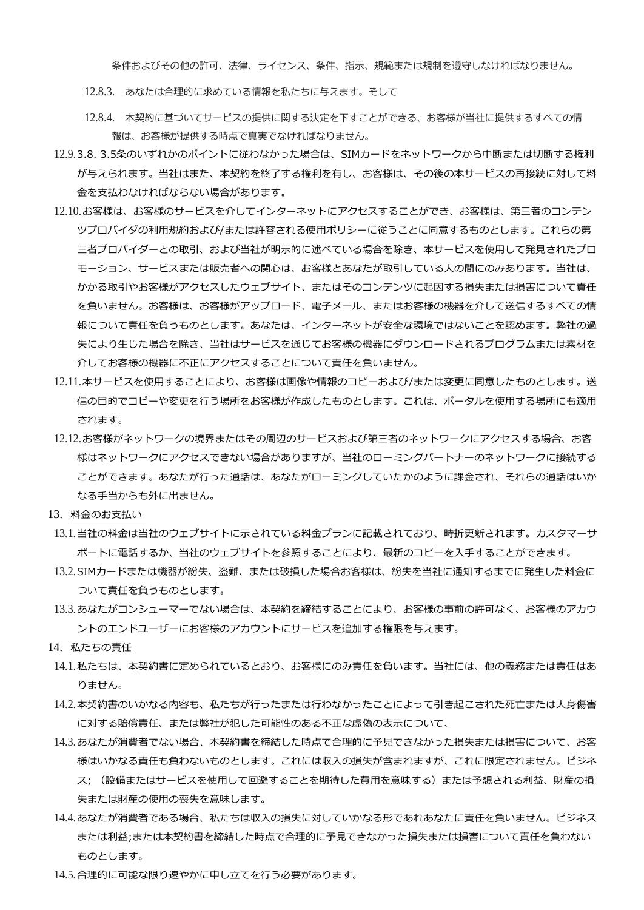条件およびその他の許可、法律、ライセンス、条件、指示、規範または規制を遵守しなければなりません。

12.8.3. あなたは合理的に求めている情報を私たちに与えます。そして

12.8.4. 本契約に基づいてサービスの提供に関する決定を下すことができる、お客様が当社に提供するすべての情報は、お客様が提供する時点で真実でなければなりません。

12.9. 3.8. 3.5条のいずれかのポイントに従わなかった場合は、SIMカードをネットワークから中断または切断する権利が与えられます。当社はまた、本契約を終了する権利を有し、お客様は、その後の本サービスの再接続に対して料金を支払わなければならない場合があります。

12.10. お客様は、お客様のサービスを介してインターネットにアクセスすることができ、お客様は、第三者のコンテンツプロバイダの利用規約および/または許容される使用ポリシーに従うことに同意するものとします。これらの第三者プロバイダーとの取引、および当社が明示的に述べている場合を除き、本サービスを使用して発見されたプロモーション、サービスまたは販売者への関心は、お客様とあなたが取引している人の間にのみあります。当社は、かかる取引やお客様がアクセスしたウェブサイト、またはそのコンテンツに起因する損失または損害について責任を負いません。お客様は、お客様がアップロード、電子メール、またはお客様の機器を介して送信するすべての情報について責任を負うものとします。あなたは、インターネットが安全な環境ではないことを認めます。弊社の過失により生じた場合を除き、当社はサービスを通じてお客様の機器にダウンロードされるプログラムまたは素材を介してお客様の機器に不正にアクセスすることについて責任を負いません。

12.11. 本サービスを使用することにより、お客様は画像や情報のコピーおよび/または変更に同意したものとします。送信の目的でコピーや変更を行う場所をお客様が作成したものとします。これは、ポータルを使用する場所にも適用されます。

12.12. お客様がネットワークの境界またはその周辺のサービスおよび第三者のネットワークにアクセスする場合、お客様はネットワークにアクセスできない場合がありますが、当社のローミングパートナーのネットワークに接続することができます。あなたが行った通話は、あなたがローミングしていたかのように課金され、それらの通話はいかなる手当からも外に出ません。

## 13. 料金のお支払い

13.1. 当社の料金は当社のウェブサイトに示されている料金プランに記載されており、時折更新されます。カスタマーサポートに電話するか、当社のウェブサイトを参照することにより、最新のコピーを入手することができます。

13.2. SIMカードまたは機器が紛失、盗難、または破損した場合お客様は、紛失を当社に通知するまでに発生した料金について責任を負うものとします。

13.3. あなたがコンシューマーでない場合は、本契約を締結することにより、お客様の事前の許可なく、お客様のアカウントのエンドユーザーにお客様のアカウントにサービスを追加する権限を与えます。

## 14. 私たちの責任

14.1. 私たちは、本契約書に定められているとおり、お客様にのみ責任を負います。当社には、他の義務または責任はありません。

14.2. 本契約書のいかなる内容も、私たちが行ったまたは行わなかったことによって引き起こされた死亡または人身傷害に対する賠償責任、または弊社が犯した可能性のある不正な虚偽の表示について、

14.3. あなたが消費者でない場合、本契約書を締結した時点で合理的に予見できなかった損失または損害について、お客様はいかなる責任も負わないものとします。これには収入の損失が含まれますが、これに限定されません。ビジネス；（設備またはサービスを使用して回避することを期待した費用を意味する）または予想される利益、財産の損失または財産の使用の喪失を意味します。

14.4. あなたが消費者である場合、私たちは収入の損失に対していかなる形であれあなたに責任を負いません。ビジネスまたは利益;または本契約書を締結した時点で合理的に予見できなかった損失または損害について責任を負わないものとします。

14.5. 合理的に可能な限り速やかに申し立てを行う必要があります。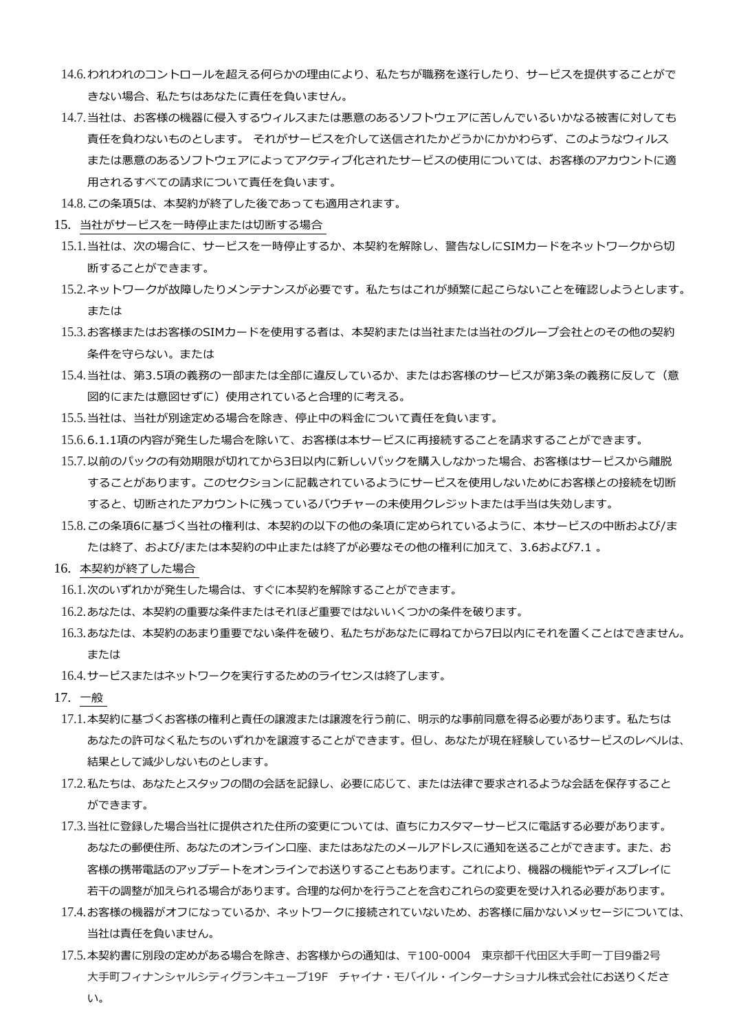14.6. われわれのコントロールを超える何らかの理由により、私たちが職務を遂行したり、サービスを提供することができない場合、私たちはあなたに責任を負いません。

14.7. 当社は、お客様の機器に侵入するウィルスまたは悪意のあるソフトウェアに苦しんでいるいかなる被害に対しても責任を負わないものとします。 それがサービスを介して送信されたかどうかにかかわらず、このようなウィルスまたは悪意のあるソフトウェアによってアクティブ化されたサービスの使用については、お客様のアカウントに適用されるすべての請求について責任を負います。

14.8. この条項5は、本契約が終了した後であっても適用されます。

## 15. 当社がサービスを一時停止または切断する場合

15.1. 当社は、次の場合に、サービスを一時停止するか、本契約を解除し、警告なしにSIMカードをネットワークから切断することができます。

15.2. ネットワークが故障したりメンテナンスが必要です。私たちはこれが頻繁に起こらないことを確認しようとします。または

15.3. お客様またはお客様のSIMカードを使用する者は、本契約または当社または当社のグループ会社とのその他の契約条件を守らない。または

15.4. 当社は、第3.5項の義務の一部または全部に違反しているか、またはお客様のサービスが第3条の義務に反して（意図的にまたは意図せずに）使用されていると合理的に考える。

15.5. 当社は、当社が別途定める場合を除き、停止中の料金について責任を負います。

15.6. 6.1.1項の内容が発生した場合を除いて、お客様は本サービスに再接続することを請求することができます。

15.7. 以前のパックの有効期限が切れてから3日以内に新しいパックを購入しなかった場合、お客様はサービスから離脱することがあります。このセクションに記載されているようにサービスを使用しないためにお客様との接続を切断すると、切断されたアカウントに残っているバウチャーの未使用クレジットまたは手当は失効します。

15.8. この条項6に基づく当社の権利は、本契約の以下の他の条項に定められているように、本サービスの中断および/または終了、および/または本契約の中止または終了が必要なその他の権利に加えて、3.6および7.1 。

## 16. 本契約が終了した場合

16.1. 次のいずれかが発生した場合は、すぐに本契約を解除することができます。

16.2. あなたは、本契約の重要な条件またはそれほど重要ではないいくつかの条件を破ります。

16.3. あなたは、本契約のあまり重要でない条件を破り、私たちがあなたに尋ねてから7日以内にそれを置くことはできません。または

16.4. サービスまたはネットワークを実行するためのライセンスは終了します。

## 17. 一般

17.1. 本契約に基づくお客様の権利と責任の譲渡または譲渡を行う前に、明示的な事前同意を得る必要があります。私たちはあなたの許可なく私たちのいずれかを譲渡することができます。但し、あなたが現在経験しているサービスのレベルは、結果として減少しないものとします。

17.2. 私たちは、あなたとスタッフの間の会話を記録し、必要に応じて、または法律で要求されるような会話を保存することができます。

17.3. 当社に登録した場合当社に提供された住所の変更については、直ちにカスタマーサービスに電話する必要があります。あなたの郵便住所、あなたのオンライン口座、またはあなたのメールアドレスに通知を送ることができます。また、お客様の携帯電話のアップデートをオンラインでお送りすることもあります。これにより、機器の機能やディスプレイに若干の調整が加えられる場合があります。合理的な何かを行うことを含むこれらの変更を受け入れる必要があります。

17.4. お客様の機器がオフになっているか、ネットワークに接続されていないため、お客様に届かないメッセージについては、当社は責任を負いません。

17.5. 本契約書に別段の定めがある場合を除き、お客様からの通知は、〒100-0004　東京都千代田区大手町一丁目9番2号　大手町フィナンシャルシティグランキューブ19F　チャイナ・モバイル・インターナショナル株式会社にお送りください。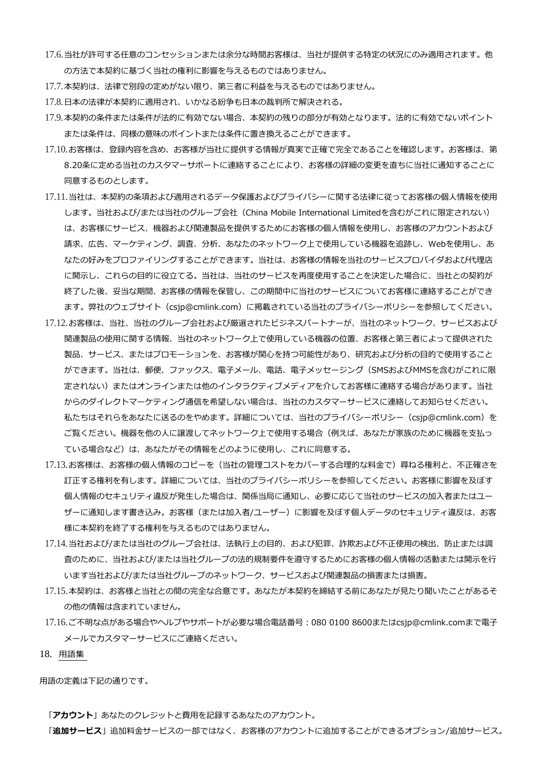17.6. 当社が許可する任意のコンセッションまたは余分な時間お客様は、当社が提供する特定の状況にのみ適用されます。他の方法で本契約に基づく当社の権利に影響を与えるものではありません。

17.7. 本契約は、法律で別段の定めがない限り、第三者に利益を与えるものではありません。

17.8. 日本の法律が本契約に適用され、いかなる紛争も日本の裁判所で解決される。

17.9. 本契約の条件または条件が法的に有効でない場合、本契約の残りの部分が有効となります。法的に有効でないポイントまたは条件は、同様の意味のポイントまたは条件に置き換えることができます。

17.10. お客様は、登録内容を含め、お客様が当社に提供する情報が真実で正確で完全であることを確認します。お客様は、第8.20条に定める当社のカスタマーサポートに連絡することにより、お客様の詳細の変更を直ちに当社に通知することに同意するものとします。

17.11. 当社は、本契約の条項および適用されるデータ保護およびプライバシーに関する法律に従ってお客様の個人情報を使用します。当社および/または当社のグループ会社（China Mobile International Limitedを含むがこれに限定されない）は、お客様にサービス、機器および関連製品を提供するためにお客様の個人情報を使用し、お客様のアカウントおよび請求、広告、マーケティング、調査、分析、あなたのネットワーク上で使用している機器を追跡し、Webを使用し、あなたの好みをプロファイリングすることができます。当社は、お客様の情報を当社のサービスプロバイダおよび代理店に開示し、これらの目的に役立てる。当社は、当社のサービスを再度使用することを決定した場合に、当社との契約が終了した後、妥当な期間、お客様の情報を保管し、この期間中に当社のサービスについてお客様に連絡することができます。弊社のウェブサイト（csjp@cmlink.com）に掲載されている当社のプライバシーポリシーを参照してください。

17.12. お客様は、当社、当社のグループ会社および厳選されたビジネスパートナーが、当社のネットワーク、サービスおよび関連製品の使用に関する情報、当社のネットワーク上で使用している機器の位置、お客様と第三者によって提供された製品、サービス、またはプロモーションを、お客様が関心を持つ可能性があり、研究および分析の目的で使用することができます。当社は、郵便、ファックス、電子メール、電話、電子メッセージング（SMSおよびMMSを含むがこれに限定されない）またはオンラインまたは他のインタラクティブメディアを介してお客様に連絡する場合があります。当社からのダイレクトマーケティング通信を希望しない場合は、当社のカスタマーサービスに連絡してお知らせください。私たちはそれらをあなたに送るのをやめます。詳細については、当社のプライバシーポリシー（csjp@cmlink.com）をご覧ください。機器を他の人に譲渡してネットワーク上で使用する場合（例えば、あなたが家族のために機器を支払っている場合など）は、あなたがその情報をどのように使用し、これに同意する。

17.13. お客様は、お客様の個人情報のコピーを（当社の管理コストをカバーする合理的な料金で）尋ねる権利と、不正確さを訂正する権利を有します。詳細については、当社のプライバシーポリシーを参照してください。お客様に影響を及ぼす個人情報のセキュリティ違反が発生した場合は、関係当局に通知し、必要に応じて当社のサービスの加入者またはユーザーに通知します書き込み。お客様（または加入者/ユーザー）に影響を及ぼす個人データのセキュリティ違反は、お客様に本契約を終了する権利を与えるものではありません。

17.14. 当社および/または当社のグループ会社は、法執行上の目的、および犯罪、詐欺および不正使用の検出、防止または調査のために、当社および/または当社グループの法的規制要件を遵守するためにお客様の個人情報の活動または開示を行います当社および/または当社グループのネットワーク、サービスおよび関連製品の損害または損害。

17.15. 本契約は、お客様と当社との間の完全な合意です。あなたが本契約を締結する前にあなたが見たり聞いたことがあるその他の情報は含まれていません。

17.16. ご不明な点がある場合やヘルプやサポートが必要な場合電話番号：080 0100 8600またはcsjp@cmlink.comまで電子メールでカスタマーサービスにご連絡ください。

## 18. 用語集

用語の定義は下記の通りです。

「**アカウント**」あなたのクレジットと費用を記録するあなたのアカウント。

「**追加サービス**」追加料金サービスの一部ではなく、お客様のアカウントに追加することができるオプション/追加サービス。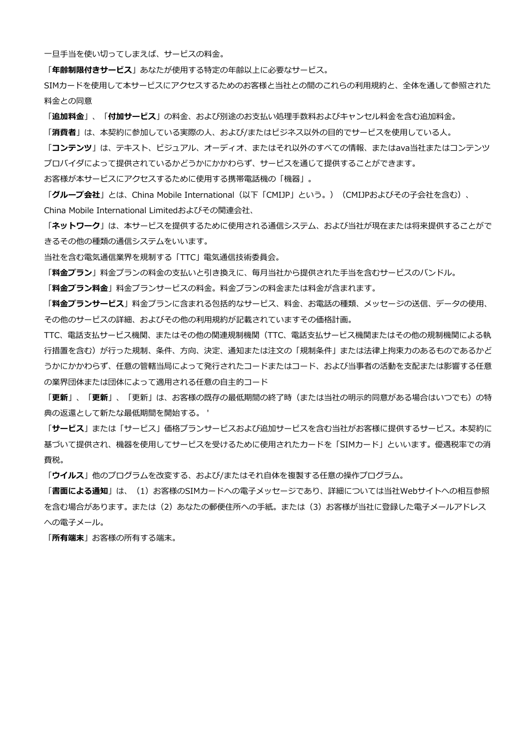一旦手当を使い切ってしまえば、サービスの料金。

「**年齢制限付きサービス**」あなたが使用する特定の年齢以上に必要なサービス。

SIMカードを使用して本サービスにアクセスするためのお客様と当社との間のこれらの利用規約と、全体を通して参照された料金との同意

「**追加料金**」、「**付加サービス**」の料金、および別途のお支払い処理手数料およびキャンセル料金を含む追加料金。

「**消費者**」は、本契約に参加している実際の人、および/またはビジネス以外の目的でサービスを使用している人。

「**コンテンツ**」は、テキスト、ビジュアル、オーディオ、またはそれ以外のすべての情報、またはava当社またはコンテンツプロバイダによって提供されているかどうかにかかわらず、サービスを通じて提供することができます。

お客様が本サービスにアクセスするために使用する携帯電話機の「機器」。

「**グループ会社**」とは、China Mobile International（以下「CMIJP」という。）（CMIJPおよびその子会社を含む）、China Mobile International Limitedおよびその関連会社、

「**ネットワーク**」は、本サービスを提供するために使用される通信システム、および当社が現在または将来提供することができるその他の種類の通信システムをいいます。

当社を含む電気通信業界を規制する「TTC」電気通信技術委員会。

「**料金プラン**」料金プランの料金の支払いと引き換えに、毎月当社から提供された手当を含むサービスのバンドル。

「**料金プラン料金**」料金プランサービスの料金。料金プランの料金または料金が含まれます。

「**料金プランサービス**」料金プランに含まれる包括的なサービス、料金、お電話の種類、メッセージの送信、データの使用、その他のサービスの詳細、およびその他の利用規約が記載されていますその価格計画。

TTC、電話支払サービス機関、またはその他の関連規制機関（TTC、電話支払サービス機関またはその他の規制機関による執行措置を含む）が行った規制、条件、方向、決定、通知または注文の「規制条件」または法律上拘束力のあるものであるかどうかにかかわらず、任意の管轄当局によって発行されたコードまたはコード、および当事者の活動を支配または影響する任意の業界団体または団体によって適用される任意の自主的コード

「**更新**」、「**更新**」、「更新」は、お客様の既存の最低期間の終了時（または当社の明示的同意がある場合はいつでも）の特典の返還として新たな最低期間を開始する。 '

「**サービス**」または「サービス」価格プランサービスおよび追加サービスを含む当社がお客様に提供するサービス。本契約に基づいて提供され、機器を使用してサービスを受けるために使用されたカードを「SIMカード」といいます。優遇税率での消費税。

「**ウイルス**」他のプログラムを改変する、および/またはそれ自体を複製する任意の操作プログラム。

「**書面による通知**」は、（1）お客様のSIMカードへの電子メッセージであり、詳細については当社Webサイトへの相互参照を含む場合があります。または（2）あなたの郵便住所への手紙。または（3）お客様が当社に登録した電子メールアドレスへの電子メール。

「**所有端末**」お客様の所有する端末。